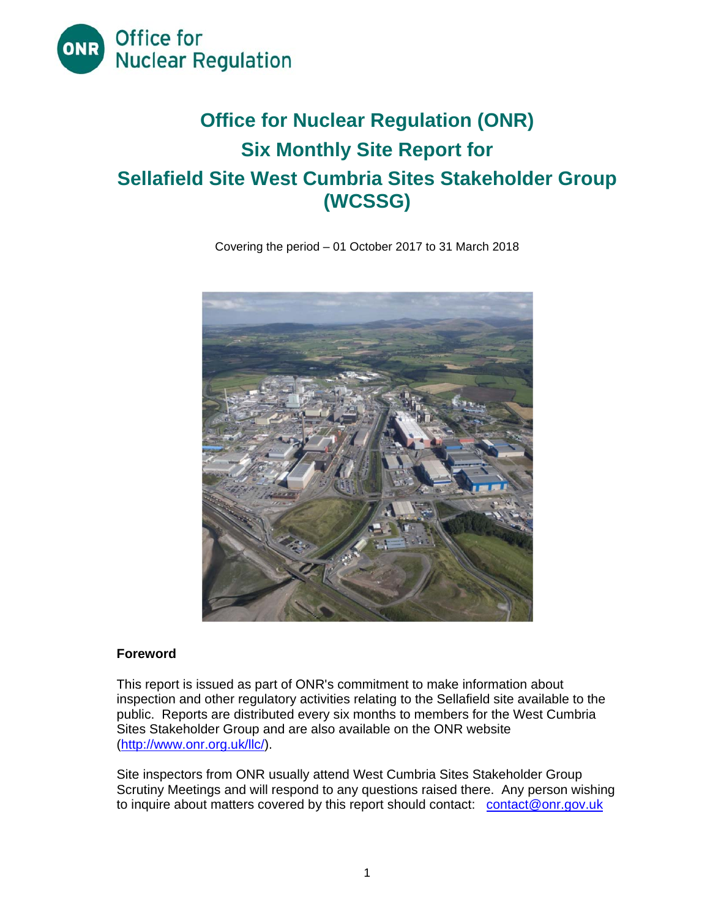Office for Nuclear Regulation

# Office for Nuclear Regulation (ONR)
# Six Monthly Site Report for
# Sellafield Site West Cumbria Sites Stakeholder Group (WCSSG)

Covering the period – 01 October 2017 to 31 March 2018

**Foreword**

This report is issued as part of ONR's commitment to make information about inspection and other regulatory activities relating to the Sellafield site available to the public. Reports are distributed every six months to members for the West Cumbria Sites Stakeholder Group and are also available on the ONR website (http://www.onr.org.uk/llc/).

Site inspectors from ONR usually attend West Cumbria Sites Stakeholder Group Scrutiny Meetings and will respond to any questions raised there. Any person wishing to inquire about matters covered by this report should contact: contact@onr.gov.uk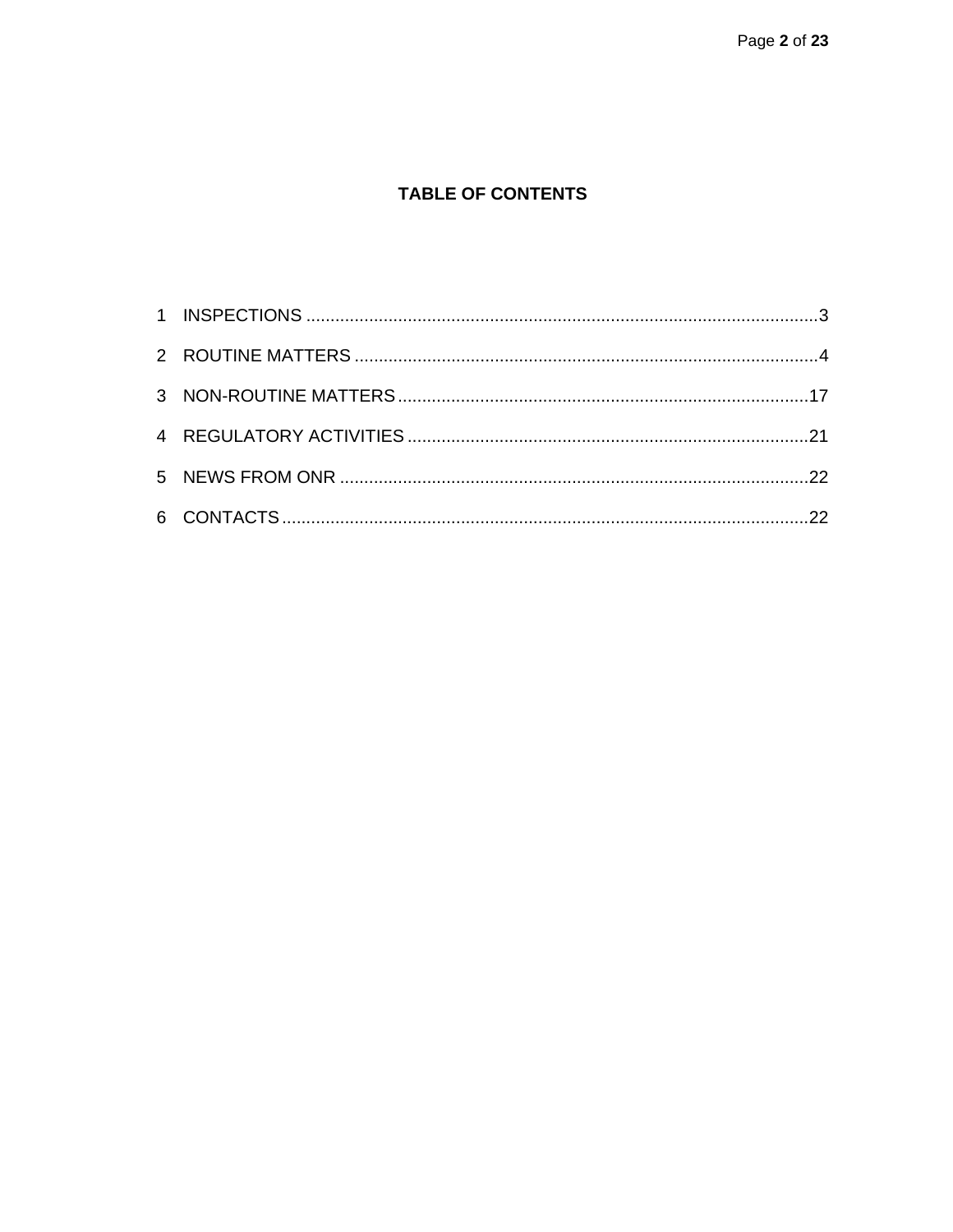**TABLE OF CONTENTS**

1 INSPECTIONS ......................................................................................................... 3

2 ROUTINE MATTERS .............................................................................................. 4

3 NON-ROUTINE MATTERS .................................................................................... 17

4 REGULATORY ACTIVITIES .................................................................................. 21

5 NEWS FROM ONR ................................................................................................ 22

6 CONTACTS ........................................................................................................... 22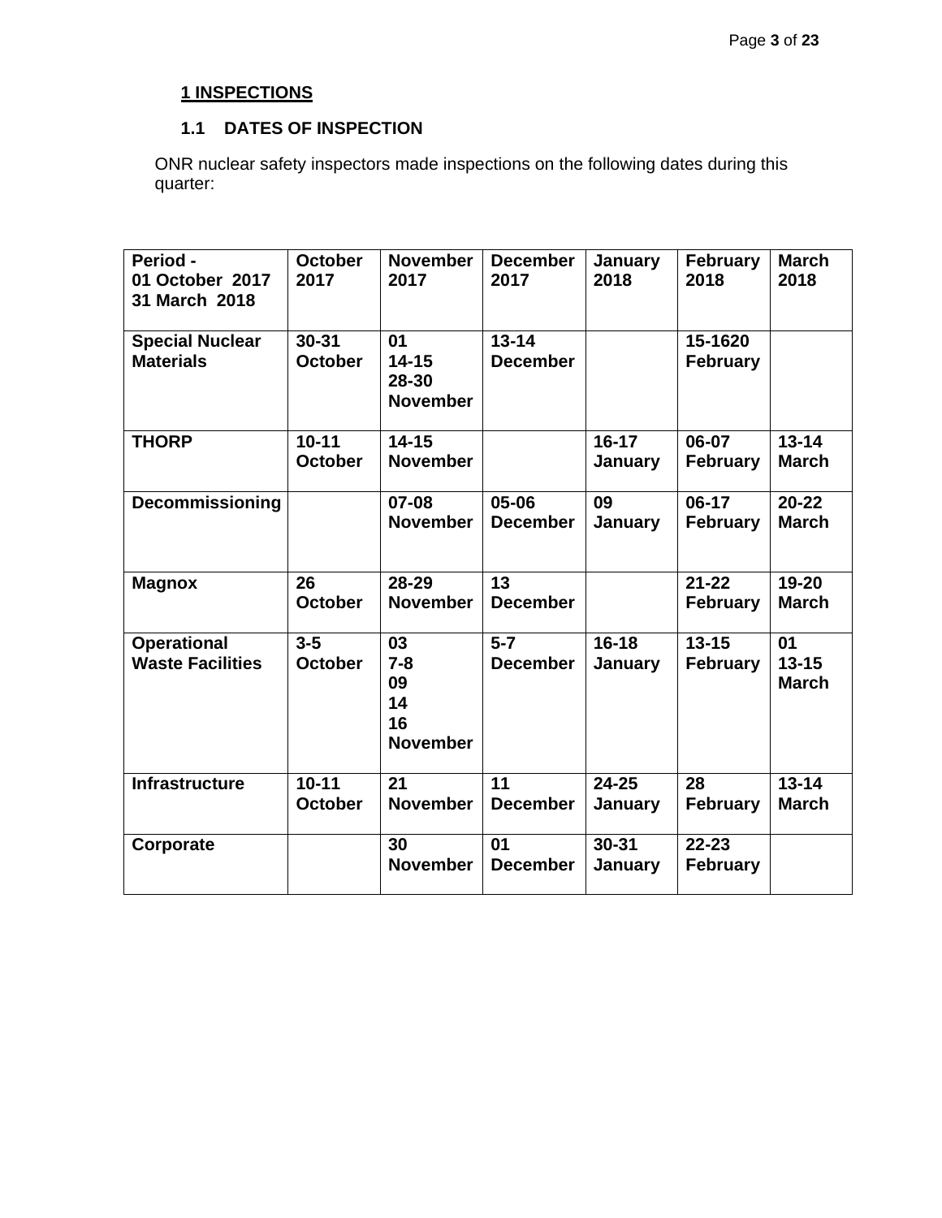## 1 INSPECTIONS

### 1.1 DATES OF INSPECTION

ONR nuclear safety inspectors made inspections on the following dates during this quarter:

| Period - 01 October 2017 31 March 2018 | October 2017 | November 2017 | December 2017 | January 2018 | February 2018 | March 2018 |
|---|---|---|---|---|---|---|
| **Special Nuclear Materials** | 30-31 October | 01<br>14-15<br>28-30 November | 13-14 December | | 15-1620 February | |
| **THORP** | 10-11 October | 14-15 November | | 16-17 January | 06-07 February | 13-14 March |
| **Decommissioning** | | 07-08 November | 05-06 December | 09 January | 06-17 February | 20-22 March |
| **Magnox** | 26 October | 28-29 November | 13 December | | 21-22 February | 19-20 March |
| **Operational Waste Facilities** | 3-5 October | 03<br>7-8<br>09<br>14<br>16 November | 5-7 December | 16-18 January | 13-15 February | 01<br>13-15 March |
| **Infrastructure** | 10-11 October | 21 November | 11 December | 24-25 January | 28 February | 13-14 March |
| **Corporate** | | 30 November | 01 December | 30-31 January | 22-23 February | |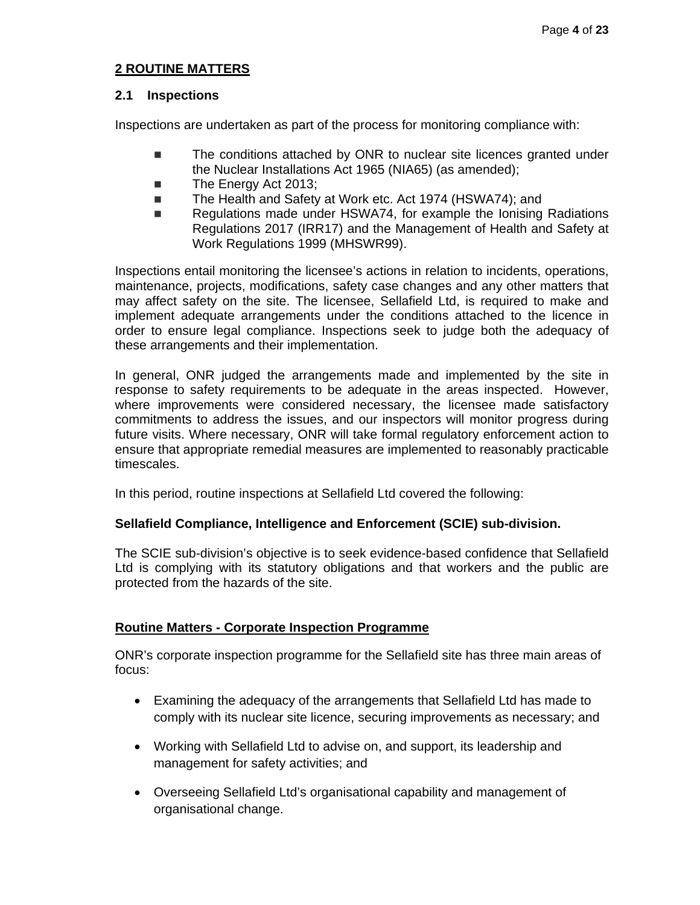## 2 ROUTINE MATTERS

### 2.1 Inspections

Inspections are undertaken as part of the process for monitoring compliance with:

- The conditions attached by ONR to nuclear site licences granted under the Nuclear Installations Act 1965 (NIA65) (as amended);
- The Energy Act 2013;
- The Health and Safety at Work etc. Act 1974 (HSWA74); and
- Regulations made under HSWA74, for example the Ionising Radiations Regulations 2017 (IRR17) and the Management of Health and Safety at Work Regulations 1999 (MHSWR99).

Inspections entail monitoring the licensee's actions in relation to incidents, operations, maintenance, projects, modifications, safety case changes and any other matters that may affect safety on the site. The licensee, Sellafield Ltd, is required to make and implement adequate arrangements under the conditions attached to the licence in order to ensure legal compliance. Inspections seek to judge both the adequacy of these arrangements and their implementation.

In general, ONR judged the arrangements made and implemented by the site in response to safety requirements to be adequate in the areas inspected. However, where improvements were considered necessary, the licensee made satisfactory commitments to address the issues, and our inspectors will monitor progress during future visits. Where necessary, ONR will take formal regulatory enforcement action to ensure that appropriate remedial measures are implemented to reasonably practicable timescales.

In this period, routine inspections at Sellafield Ltd covered the following:

**Sellafield Compliance, Intelligence and Enforcement (SCIE) sub-division.**

The SCIE sub-division's objective is to seek evidence-based confidence that Sellafield Ltd is complying with its statutory obligations and that workers and the public are protected from the hazards of the site.

**Routine Matters - Corporate Inspection Programme**

ONR's corporate inspection programme for the Sellafield site has three main areas of focus:

- Examining the adequacy of the arrangements that Sellafield Ltd has made to comply with its nuclear site licence, securing improvements as necessary; and
- Working with Sellafield Ltd to advise on, and support, its leadership and management for safety activities; and
- Overseeing Sellafield Ltd's organisational capability and management of organisational change.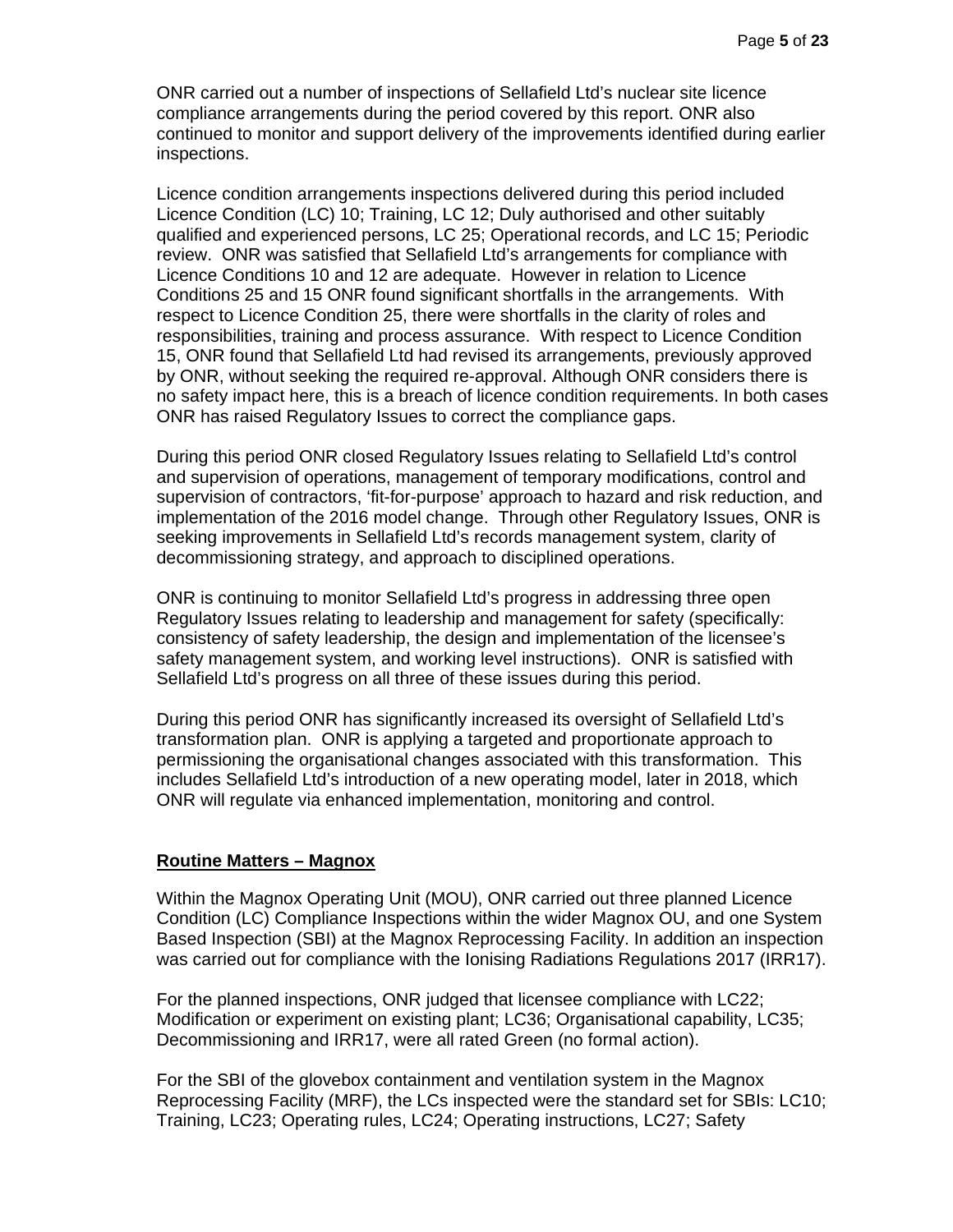ONR carried out a number of inspections of Sellafield Ltd's nuclear site licence compliance arrangements during the period covered by this report. ONR also continued to monitor and support delivery of the improvements identified during earlier inspections.

Licence condition arrangements inspections delivered during this period included Licence Condition (LC) 10; Training, LC 12; Duly authorised and other suitably qualified and experienced persons, LC 25; Operational records, and LC 15; Periodic review. ONR was satisfied that Sellafield Ltd's arrangements for compliance with Licence Conditions 10 and 12 are adequate. However in relation to Licence Conditions 25 and 15 ONR found significant shortfalls in the arrangements. With respect to Licence Condition 25, there were shortfalls in the clarity of roles and responsibilities, training and process assurance. With respect to Licence Condition 15, ONR found that Sellafield Ltd had revised its arrangements, previously approved by ONR, without seeking the required re-approval. Although ONR considers there is no safety impact here, this is a breach of licence condition requirements. In both cases ONR has raised Regulatory Issues to correct the compliance gaps.

During this period ONR closed Regulatory Issues relating to Sellafield Ltd's control and supervision of operations, management of temporary modifications, control and supervision of contractors, 'fit-for-purpose' approach to hazard and risk reduction, and implementation of the 2016 model change. Through other Regulatory Issues, ONR is seeking improvements in Sellafield Ltd's records management system, clarity of decommissioning strategy, and approach to disciplined operations.

ONR is continuing to monitor Sellafield Ltd's progress in addressing three open Regulatory Issues relating to leadership and management for safety (specifically: consistency of safety leadership, the design and implementation of the licensee's safety management system, and working level instructions). ONR is satisfied with Sellafield Ltd's progress on all three of these issues during this period.

During this period ONR has significantly increased its oversight of Sellafield Ltd's transformation plan. ONR is applying a targeted and proportionate approach to permissioning the organisational changes associated with this transformation. This includes Sellafield Ltd's introduction of a new operating model, later in 2018, which ONR will regulate via enhanced implementation, monitoring and control.

## Routine Matters – Magnox

Within the Magnox Operating Unit (MOU), ONR carried out three planned Licence Condition (LC) Compliance Inspections within the wider Magnox OU, and one System Based Inspection (SBI) at the Magnox Reprocessing Facility. In addition an inspection was carried out for compliance with the Ionising Radiations Regulations 2017 (IRR17).

For the planned inspections, ONR judged that licensee compliance with LC22; Modification or experiment on existing plant; LC36; Organisational capability, LC35; Decommissioning and IRR17, were all rated Green (no formal action).

For the SBI of the glovebox containment and ventilation system in the Magnox Reprocessing Facility (MRF), the LCs inspected were the standard set for SBIs: LC10; Training, LC23; Operating rules, LC24; Operating instructions, LC27; Safety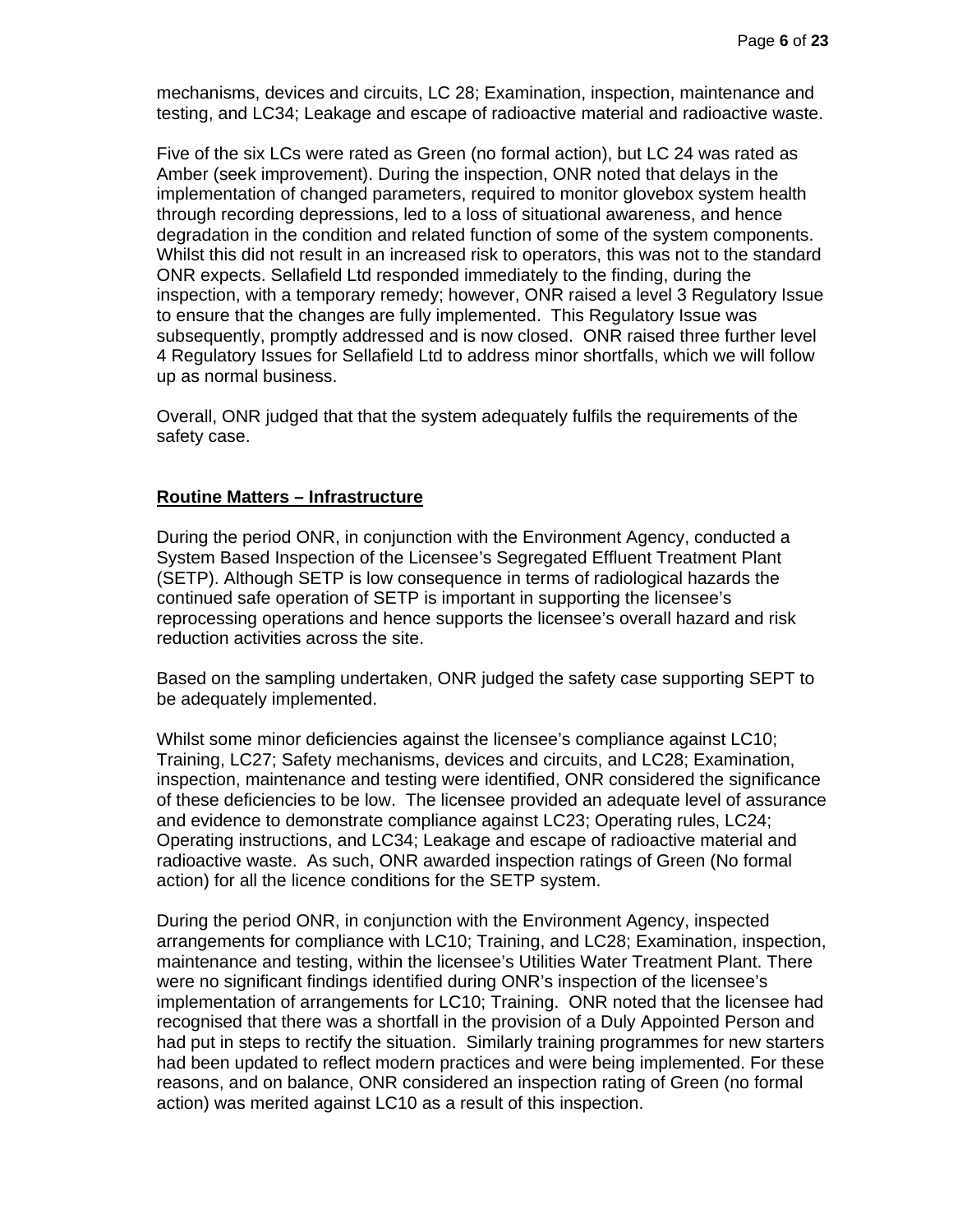mechanisms, devices and circuits, LC 28; Examination, inspection, maintenance and testing, and LC34; Leakage and escape of radioactive material and radioactive waste.

Five of the six LCs were rated as Green (no formal action), but LC 24 was rated as Amber (seek improvement). During the inspection, ONR noted that delays in the implementation of changed parameters, required to monitor glovebox system health through recording depressions, led to a loss of situational awareness, and hence degradation in the condition and related function of some of the system components. Whilst this did not result in an increased risk to operators, this was not to the standard ONR expects. Sellafield Ltd responded immediately to the finding, during the inspection, with a temporary remedy; however, ONR raised a level 3 Regulatory Issue to ensure that the changes are fully implemented. This Regulatory Issue was subsequently, promptly addressed and is now closed. ONR raised three further level 4 Regulatory Issues for Sellafield Ltd to address minor shortfalls, which we will follow up as normal business.

Overall, ONR judged that that the system adequately fulfils the requirements of the safety case.

## Routine Matters – Infrastructure

During the period ONR, in conjunction with the Environment Agency, conducted a System Based Inspection of the Licensee's Segregated Effluent Treatment Plant (SETP). Although SETP is low consequence in terms of radiological hazards the continued safe operation of SETP is important in supporting the licensee's reprocessing operations and hence supports the licensee's overall hazard and risk reduction activities across the site.

Based on the sampling undertaken, ONR judged the safety case supporting SEPT to be adequately implemented.

Whilst some minor deficiencies against the licensee's compliance against LC10; Training, LC27; Safety mechanisms, devices and circuits, and LC28; Examination, inspection, maintenance and testing were identified, ONR considered the significance of these deficiencies to be low. The licensee provided an adequate level of assurance and evidence to demonstrate compliance against LC23; Operating rules, LC24; Operating instructions, and LC34; Leakage and escape of radioactive material and radioactive waste. As such, ONR awarded inspection ratings of Green (No formal action) for all the licence conditions for the SETP system.

During the period ONR, in conjunction with the Environment Agency, inspected arrangements for compliance with LC10; Training, and LC28; Examination, inspection, maintenance and testing, within the licensee's Utilities Water Treatment Plant. There were no significant findings identified during ONR's inspection of the licensee's implementation of arrangements for LC10; Training. ONR noted that the licensee had recognised that there was a shortfall in the provision of a Duly Appointed Person and had put in steps to rectify the situation. Similarly training programmes for new starters had been updated to reflect modern practices and were being implemented. For these reasons, and on balance, ONR considered an inspection rating of Green (no formal action) was merited against LC10 as a result of this inspection.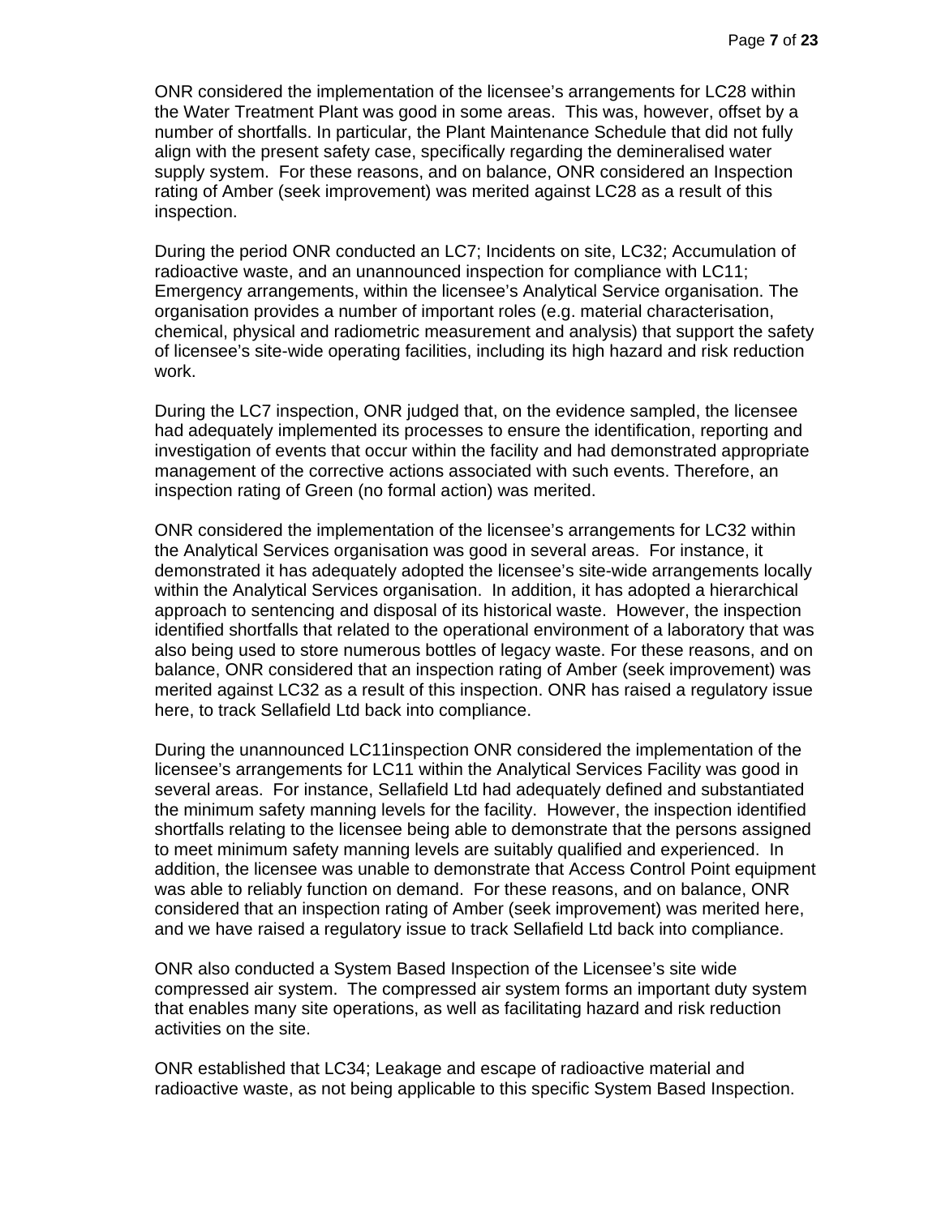ONR considered the implementation of the licensee's arrangements for LC28 within the Water Treatment Plant was good in some areas. This was, however, offset by a number of shortfalls. In particular, the Plant Maintenance Schedule that did not fully align with the present safety case, specifically regarding the demineralised water supply system. For these reasons, and on balance, ONR considered an Inspection rating of Amber (seek improvement) was merited against LC28 as a result of this inspection.

During the period ONR conducted an LC7; Incidents on site, LC32; Accumulation of radioactive waste, and an unannounced inspection for compliance with LC11; Emergency arrangements, within the licensee's Analytical Service organisation. The organisation provides a number of important roles (e.g. material characterisation, chemical, physical and radiometric measurement and analysis) that support the safety of licensee's site-wide operating facilities, including its high hazard and risk reduction work.

During the LC7 inspection, ONR judged that, on the evidence sampled, the licensee had adequately implemented its processes to ensure the identification, reporting and investigation of events that occur within the facility and had demonstrated appropriate management of the corrective actions associated with such events. Therefore, an inspection rating of Green (no formal action) was merited.

ONR considered the implementation of the licensee's arrangements for LC32 within the Analytical Services organisation was good in several areas. For instance, it demonstrated it has adequately adopted the licensee's site-wide arrangements locally within the Analytical Services organisation. In addition, it has adopted a hierarchical approach to sentencing and disposal of its historical waste. However, the inspection identified shortfalls that related to the operational environment of a laboratory that was also being used to store numerous bottles of legacy waste. For these reasons, and on balance, ONR considered that an inspection rating of Amber (seek improvement) was merited against LC32 as a result of this inspection. ONR has raised a regulatory issue here, to track Sellafield Ltd back into compliance.

During the unannounced LC11inspection ONR considered the implementation of the licensee's arrangements for LC11 within the Analytical Services Facility was good in several areas. For instance, Sellafield Ltd had adequately defined and substantiated the minimum safety manning levels for the facility. However, the inspection identified shortfalls relating to the licensee being able to demonstrate that the persons assigned to meet minimum safety manning levels are suitably qualified and experienced. In addition, the licensee was unable to demonstrate that Access Control Point equipment was able to reliably function on demand. For these reasons, and on balance, ONR considered that an inspection rating of Amber (seek improvement) was merited here, and we have raised a regulatory issue to track Sellafield Ltd back into compliance.

ONR also conducted a System Based Inspection of the Licensee's site wide compressed air system. The compressed air system forms an important duty system that enables many site operations, as well as facilitating hazard and risk reduction activities on the site.

ONR established that LC34; Leakage and escape of radioactive material and radioactive waste, as not being applicable to this specific System Based Inspection.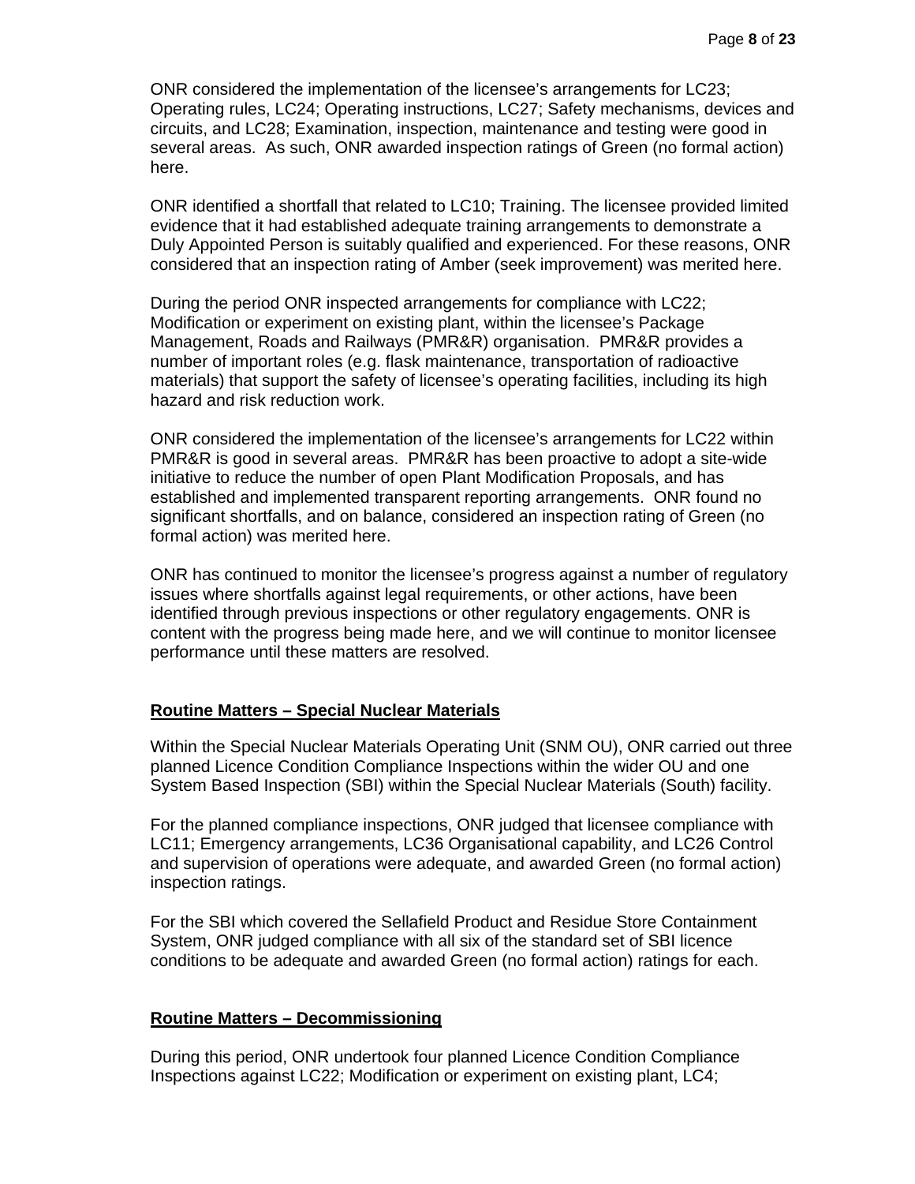ONR considered the implementation of the licensee's arrangements for LC23; Operating rules, LC24; Operating instructions, LC27; Safety mechanisms, devices and circuits, and LC28; Examination, inspection, maintenance and testing were good in several areas. As such, ONR awarded inspection ratings of Green (no formal action) here.

ONR identified a shortfall that related to LC10; Training. The licensee provided limited evidence that it had established adequate training arrangements to demonstrate a Duly Appointed Person is suitably qualified and experienced. For these reasons, ONR considered that an inspection rating of Amber (seek improvement) was merited here.

During the period ONR inspected arrangements for compliance with LC22; Modification or experiment on existing plant, within the licensee's Package Management, Roads and Railways (PMR&R) organisation. PMR&R provides a number of important roles (e.g. flask maintenance, transportation of radioactive materials) that support the safety of licensee's operating facilities, including its high hazard and risk reduction work.

ONR considered the implementation of the licensee's arrangements for LC22 within PMR&R is good in several areas. PMR&R has been proactive to adopt a site-wide initiative to reduce the number of open Plant Modification Proposals, and has established and implemented transparent reporting arrangements. ONR found no significant shortfalls, and on balance, considered an inspection rating of Green (no formal action) was merited here.

ONR has continued to monitor the licensee's progress against a number of regulatory issues where shortfalls against legal requirements, or other actions, have been identified through previous inspections or other regulatory engagements. ONR is content with the progress being made here, and we will continue to monitor licensee performance until these matters are resolved.

## Routine Matters – Special Nuclear Materials

Within the Special Nuclear Materials Operating Unit (SNM OU), ONR carried out three planned Licence Condition Compliance Inspections within the wider OU and one System Based Inspection (SBI) within the Special Nuclear Materials (South) facility.

For the planned compliance inspections, ONR judged that licensee compliance with LC11; Emergency arrangements, LC36 Organisational capability, and LC26 Control and supervision of operations were adequate, and awarded Green (no formal action) inspection ratings.

For the SBI which covered the Sellafield Product and Residue Store Containment System, ONR judged compliance with all six of the standard set of SBI licence conditions to be adequate and awarded Green (no formal action) ratings for each.

## Routine Matters – Decommissioning

During this period, ONR undertook four planned Licence Condition Compliance Inspections against LC22; Modification or experiment on existing plant, LC4;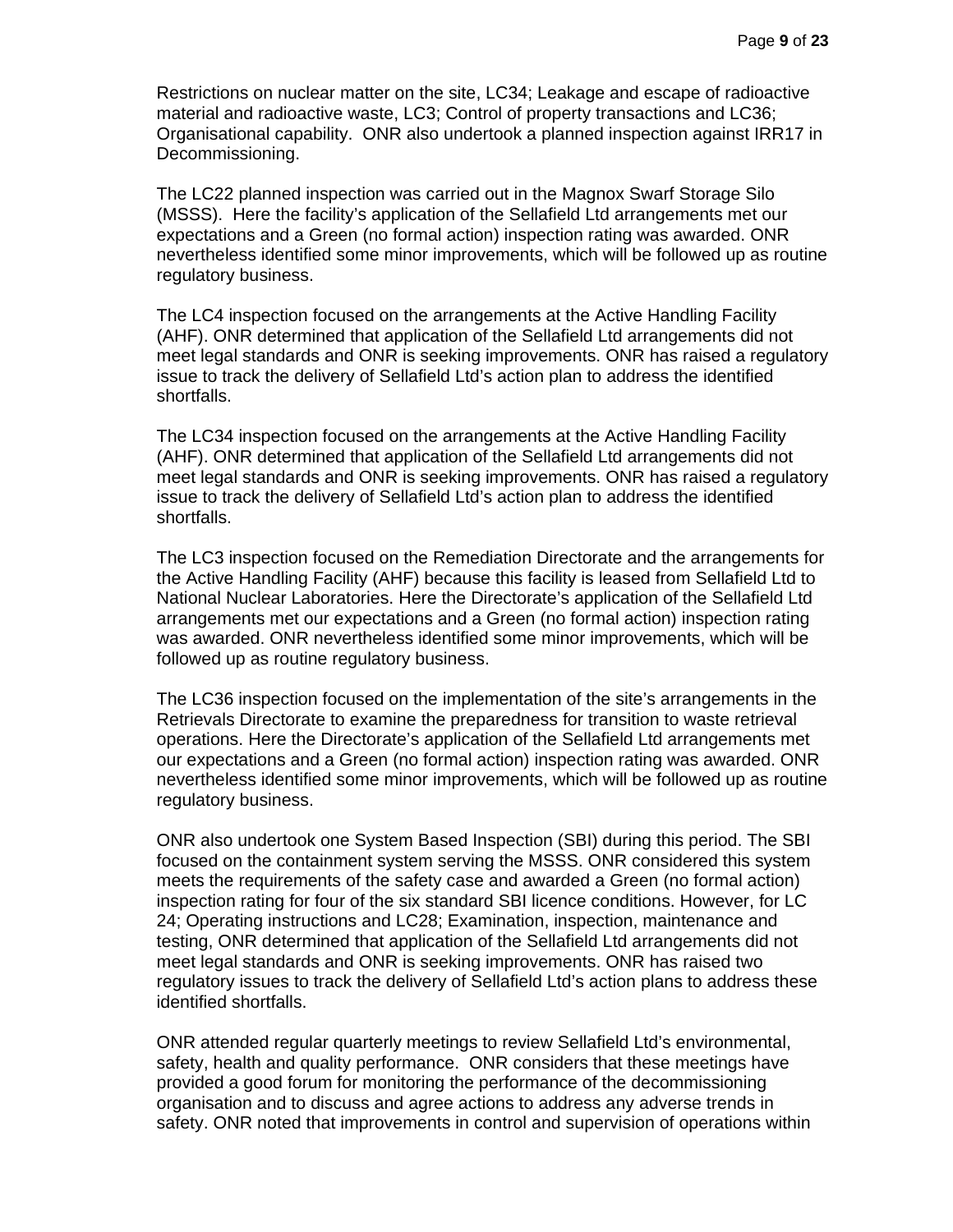Restrictions on nuclear matter on the site, LC34; Leakage and escape of radioactive material and radioactive waste, LC3; Control of property transactions and LC36; Organisational capability. ONR also undertook a planned inspection against IRR17 in Decommissioning.

The LC22 planned inspection was carried out in the Magnox Swarf Storage Silo (MSSS). Here the facility's application of the Sellafield Ltd arrangements met our expectations and a Green (no formal action) inspection rating was awarded. ONR nevertheless identified some minor improvements, which will be followed up as routine regulatory business.

The LC4 inspection focused on the arrangements at the Active Handling Facility (AHF). ONR determined that application of the Sellafield Ltd arrangements did not meet legal standards and ONR is seeking improvements. ONR has raised a regulatory issue to track the delivery of Sellafield Ltd's action plan to address the identified shortfalls.

The LC34 inspection focused on the arrangements at the Active Handling Facility (AHF). ONR determined that application of the Sellafield Ltd arrangements did not meet legal standards and ONR is seeking improvements. ONR has raised a regulatory issue to track the delivery of Sellafield Ltd's action plan to address the identified shortfalls.

The LC3 inspection focused on the Remediation Directorate and the arrangements for the Active Handling Facility (AHF) because this facility is leased from Sellafield Ltd to National Nuclear Laboratories. Here the Directorate's application of the Sellafield Ltd arrangements met our expectations and a Green (no formal action) inspection rating was awarded. ONR nevertheless identified some minor improvements, which will be followed up as routine regulatory business.

The LC36 inspection focused on the implementation of the site's arrangements in the Retrievals Directorate to examine the preparedness for transition to waste retrieval operations. Here the Directorate's application of the Sellafield Ltd arrangements met our expectations and a Green (no formal action) inspection rating was awarded. ONR nevertheless identified some minor improvements, which will be followed up as routine regulatory business.

ONR also undertook one System Based Inspection (SBI) during this period. The SBI focused on the containment system serving the MSSS. ONR considered this system meets the requirements of the safety case and awarded a Green (no formal action) inspection rating for four of the six standard SBI licence conditions. However, for LC 24; Operating instructions and LC28; Examination, inspection, maintenance and testing, ONR determined that application of the Sellafield Ltd arrangements did not meet legal standards and ONR is seeking improvements. ONR has raised two regulatory issues to track the delivery of Sellafield Ltd's action plans to address these identified shortfalls.

ONR attended regular quarterly meetings to review Sellafield Ltd's environmental, safety, health and quality performance. ONR considers that these meetings have provided a good forum for monitoring the performance of the decommissioning organisation and to discuss and agree actions to address any adverse trends in safety. ONR noted that improvements in control and supervision of operations within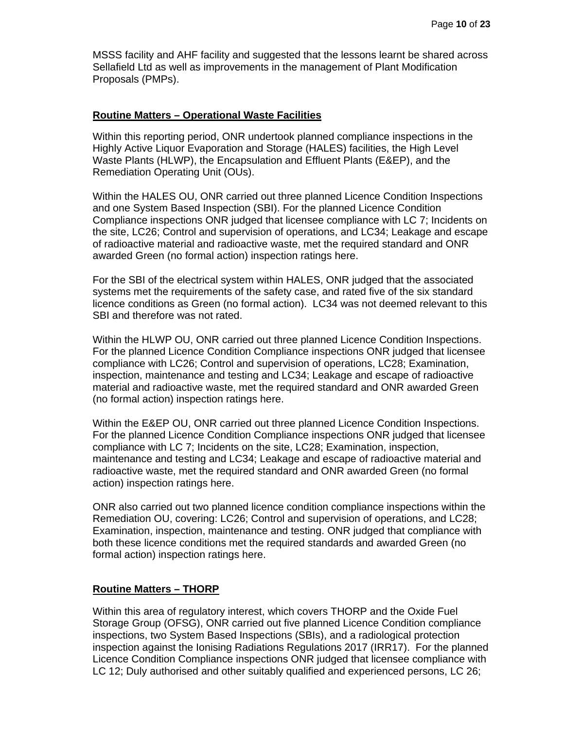MSSS facility and AHF facility and suggested that the lessons learnt be shared across Sellafield Ltd as well as improvements in the management of Plant Modification Proposals (PMPs).

**Routine Matters – Operational Waste Facilities**

Within this reporting period, ONR undertook planned compliance inspections in the Highly Active Liquor Evaporation and Storage (HALES) facilities, the High Level Waste Plants (HLWP), the Encapsulation and Effluent Plants (E&EP), and the Remediation Operating Unit (OUs).

Within the HALES OU, ONR carried out three planned Licence Condition Inspections and one System Based Inspection (SBI). For the planned Licence Condition Compliance inspections ONR judged that licensee compliance with LC 7; Incidents on the site, LC26; Control and supervision of operations, and LC34; Leakage and escape of radioactive material and radioactive waste, met the required standard and ONR awarded Green (no formal action) inspection ratings here.

For the SBI of the electrical system within HALES, ONR judged that the associated systems met the requirements of the safety case, and rated five of the six standard licence conditions as Green (no formal action). LC34 was not deemed relevant to this SBI and therefore was not rated.

Within the HLWP OU, ONR carried out three planned Licence Condition Inspections. For the planned Licence Condition Compliance inspections ONR judged that licensee compliance with LC26; Control and supervision of operations, LC28; Examination, inspection, maintenance and testing and LC34; Leakage and escape of radioactive material and radioactive waste, met the required standard and ONR awarded Green (no formal action) inspection ratings here.

Within the E&EP OU, ONR carried out three planned Licence Condition Inspections. For the planned Licence Condition Compliance inspections ONR judged that licensee compliance with LC 7; Incidents on the site, LC28; Examination, inspection, maintenance and testing and LC34; Leakage and escape of radioactive material and radioactive waste, met the required standard and ONR awarded Green (no formal action) inspection ratings here.

ONR also carried out two planned licence condition compliance inspections within the Remediation OU, covering: LC26; Control and supervision of operations, and LC28; Examination, inspection, maintenance and testing. ONR judged that compliance with both these licence conditions met the required standards and awarded Green (no formal action) inspection ratings here.

**Routine Matters – THORP**

Within this area of regulatory interest, which covers THORP and the Oxide Fuel Storage Group (OFSG), ONR carried out five planned Licence Condition compliance inspections, two System Based Inspections (SBIs), and a radiological protection inspection against the Ionising Radiations Regulations 2017 (IRR17). For the planned Licence Condition Compliance inspections ONR judged that licensee compliance with LC 12; Duly authorised and other suitably qualified and experienced persons, LC 26;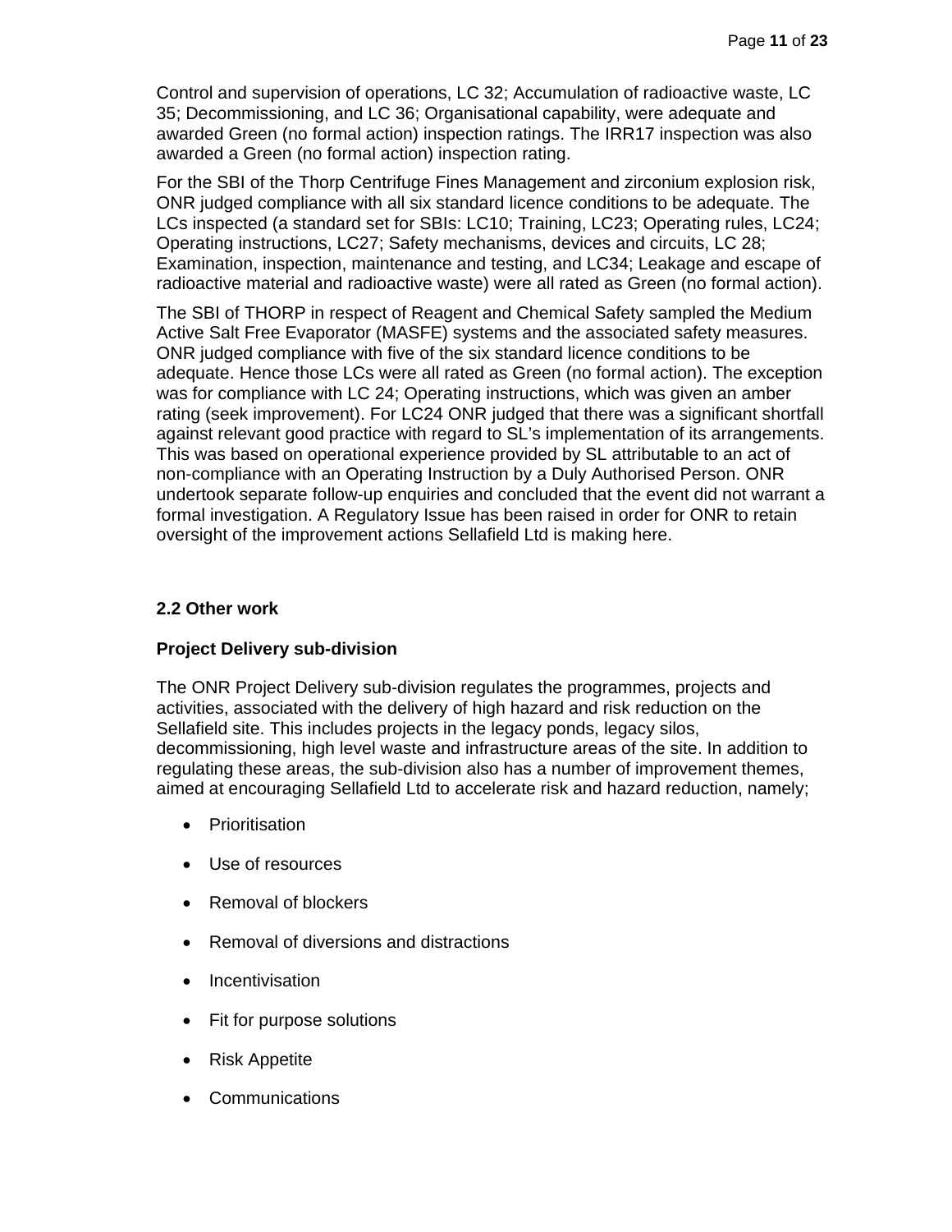Control and supervision of operations, LC 32; Accumulation of radioactive waste, LC 35; Decommissioning, and LC 36; Organisational capability, were adequate and awarded Green (no formal action) inspection ratings. The IRR17 inspection was also awarded a Green (no formal action) inspection rating.

For the SBI of the Thorp Centrifuge Fines Management and zirconium explosion risk, ONR judged compliance with all six standard licence conditions to be adequate. The LCs inspected (a standard set for SBIs: LC10; Training, LC23; Operating rules, LC24; Operating instructions, LC27; Safety mechanisms, devices and circuits, LC 28; Examination, inspection, maintenance and testing, and LC34; Leakage and escape of radioactive material and radioactive waste) were all rated as Green (no formal action).

The SBI of THORP in respect of Reagent and Chemical Safety sampled the Medium Active Salt Free Evaporator (MASFE) systems and the associated safety measures. ONR judged compliance with five of the six standard licence conditions to be adequate. Hence those LCs were all rated as Green (no formal action). The exception was for compliance with LC 24; Operating instructions, which was given an amber rating (seek improvement). For LC24 ONR judged that there was a significant shortfall against relevant good practice with regard to SL's implementation of its arrangements. This was based on operational experience provided by SL attributable to an act of non-compliance with an Operating Instruction by a Duly Authorised Person. ONR undertook separate follow-up enquiries and concluded that the event did not warrant a formal investigation. A Regulatory Issue has been raised in order for ONR to retain oversight of the improvement actions Sellafield Ltd is making here.

## 2.2 Other work

### Project Delivery sub-division

The ONR Project Delivery sub-division regulates the programmes, projects and activities, associated with the delivery of high hazard and risk reduction on the Sellafield site. This includes projects in the legacy ponds, legacy silos, decommissioning, high level waste and infrastructure areas of the site. In addition to regulating these areas, the sub-division also has a number of improvement themes, aimed at encouraging Sellafield Ltd to accelerate risk and hazard reduction, namely;

- Prioritisation
- Use of resources
- Removal of blockers
- Removal of diversions and distractions
- Incentivisation
- Fit for purpose solutions
- Risk Appetite
- Communications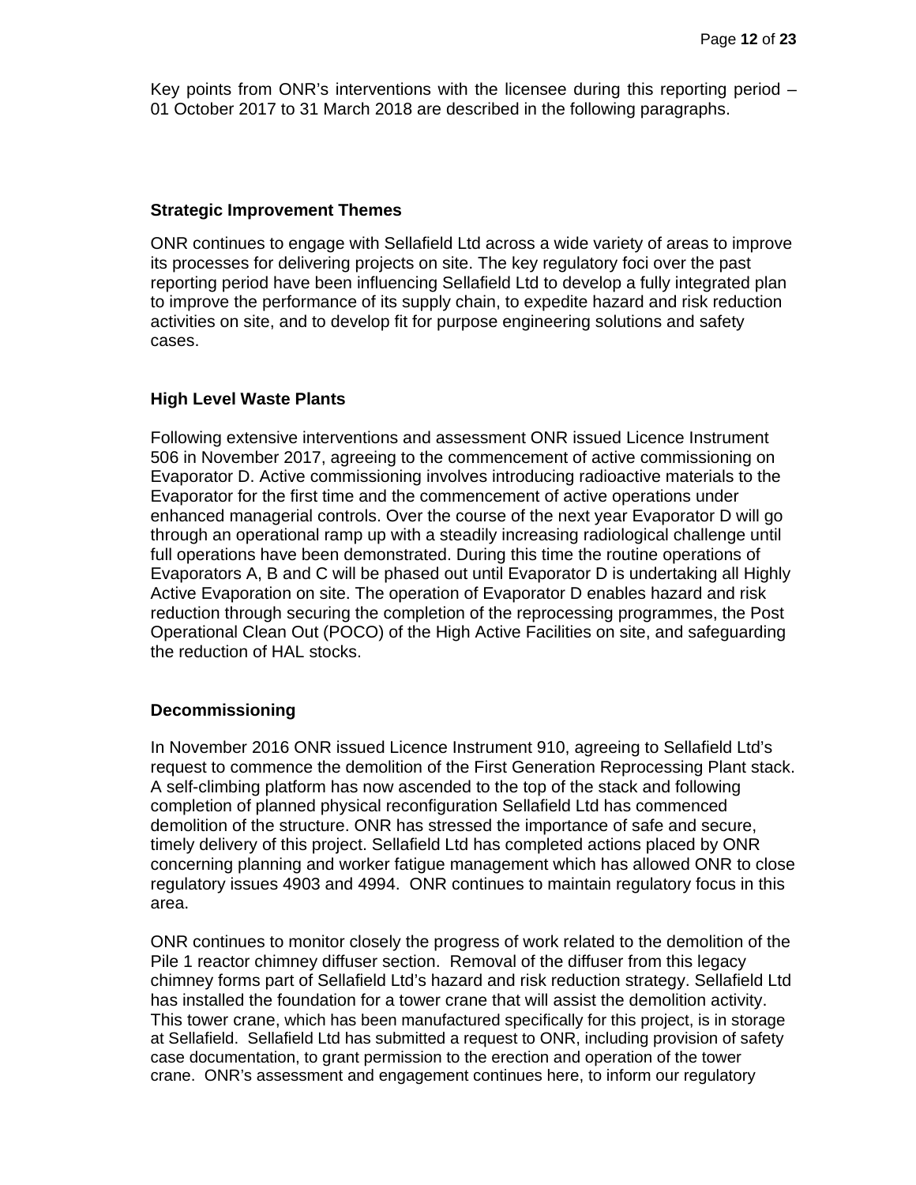Key points from ONR's interventions with the licensee during this reporting period – 01 October 2017 to 31 March 2018 are described in the following paragraphs.

### Strategic Improvement Themes

ONR continues to engage with Sellafield Ltd across a wide variety of areas to improve its processes for delivering projects on site. The key regulatory foci over the past reporting period have been influencing Sellafield Ltd to develop a fully integrated plan to improve the performance of its supply chain, to expedite hazard and risk reduction activities on site, and to develop fit for purpose engineering solutions and safety cases.

### High Level Waste Plants

Following extensive interventions and assessment ONR issued Licence Instrument 506 in November 2017, agreeing to the commencement of active commissioning on Evaporator D. Active commissioning involves introducing radioactive materials to the Evaporator for the first time and the commencement of active operations under enhanced managerial controls. Over the course of the next year Evaporator D will go through an operational ramp up with a steadily increasing radiological challenge until full operations have been demonstrated. During this time the routine operations of Evaporators A, B and C will be phased out until Evaporator D is undertaking all Highly Active Evaporation on site. The operation of Evaporator D enables hazard and risk reduction through securing the completion of the reprocessing programmes, the Post Operational Clean Out (POCO) of the High Active Facilities on site, and safeguarding the reduction of HAL stocks.

### Decommissioning

In November 2016 ONR issued Licence Instrument 910, agreeing to Sellafield Ltd's request to commence the demolition of the First Generation Reprocessing Plant stack. A self-climbing platform has now ascended to the top of the stack and following completion of planned physical reconfiguration Sellafield Ltd has commenced demolition of the structure. ONR has stressed the importance of safe and secure, timely delivery of this project. Sellafield Ltd has completed actions placed by ONR concerning planning and worker fatigue management which has allowed ONR to close regulatory issues 4903 and 4994. ONR continues to maintain regulatory focus in this area.

ONR continues to monitor closely the progress of work related to the demolition of the Pile 1 reactor chimney diffuser section. Removal of the diffuser from this legacy chimney forms part of Sellafield Ltd's hazard and risk reduction strategy. Sellafield Ltd has installed the foundation for a tower crane that will assist the demolition activity. This tower crane, which has been manufactured specifically for this project, is in storage at Sellafield. Sellafield Ltd has submitted a request to ONR, including provision of safety case documentation, to grant permission to the erection and operation of the tower crane. ONR's assessment and engagement continues here, to inform our regulatory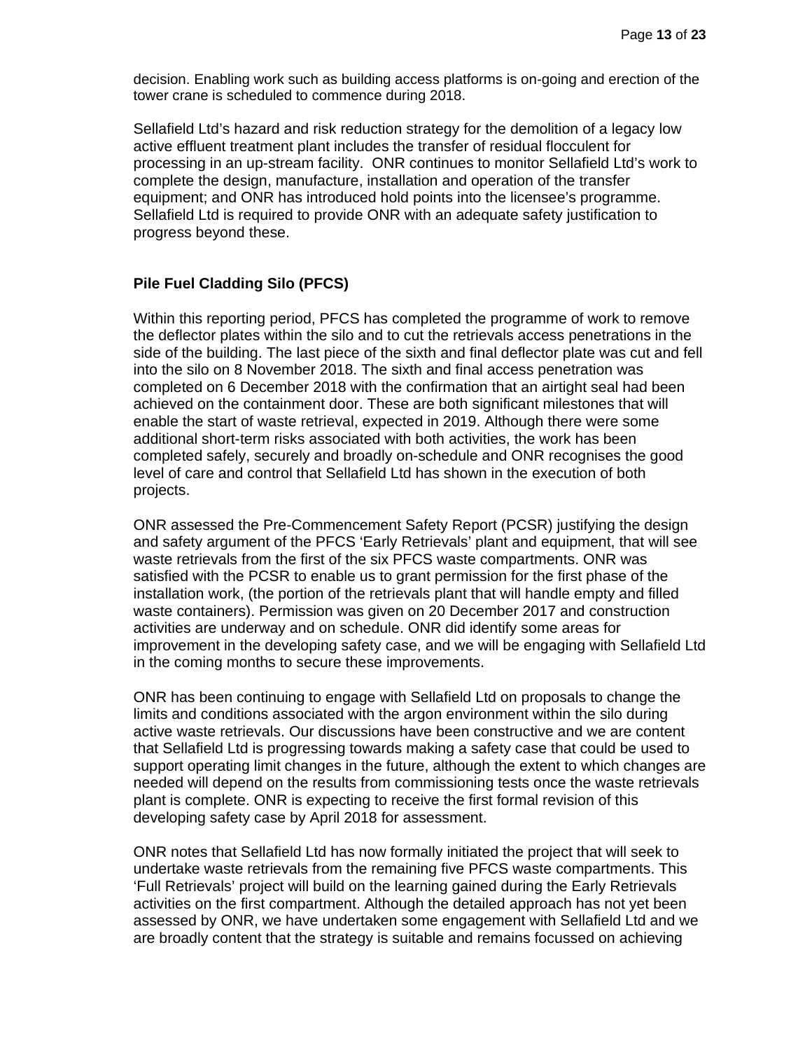decision. Enabling work such as building access platforms is on-going and erection of the tower crane is scheduled to commence during 2018.

Sellafield Ltd's hazard and risk reduction strategy for the demolition of a legacy low active effluent treatment plant includes the transfer of residual flocculent for processing in an up-stream facility. ONR continues to monitor Sellafield Ltd's work to complete the design, manufacture, installation and operation of the transfer equipment; and ONR has introduced hold points into the licensee's programme. Sellafield Ltd is required to provide ONR with an adequate safety justification to progress beyond these.

**Pile Fuel Cladding Silo (PFCS)**

Within this reporting period, PFCS has completed the programme of work to remove the deflector plates within the silo and to cut the retrievals access penetrations in the side of the building. The last piece of the sixth and final deflector plate was cut and fell into the silo on 8 November 2018. The sixth and final access penetration was completed on 6 December 2018 with the confirmation that an airtight seal had been achieved on the containment door. These are both significant milestones that will enable the start of waste retrieval, expected in 2019. Although there were some additional short-term risks associated with both activities, the work has been completed safely, securely and broadly on-schedule and ONR recognises the good level of care and control that Sellafield Ltd has shown in the execution of both projects.

ONR assessed the Pre-Commencement Safety Report (PCSR) justifying the design and safety argument of the PFCS 'Early Retrievals' plant and equipment, that will see waste retrievals from the first of the six PFCS waste compartments. ONR was satisfied with the PCSR to enable us to grant permission for the first phase of the installation work, (the portion of the retrievals plant that will handle empty and filled waste containers). Permission was given on 20 December 2017 and construction activities are underway and on schedule. ONR did identify some areas for improvement in the developing safety case, and we will be engaging with Sellafield Ltd in the coming months to secure these improvements.

ONR has been continuing to engage with Sellafield Ltd on proposals to change the limits and conditions associated with the argon environment within the silo during active waste retrievals. Our discussions have been constructive and we are content that Sellafield Ltd is progressing towards making a safety case that could be used to support operating limit changes in the future, although the extent to which changes are needed will depend on the results from commissioning tests once the waste retrievals plant is complete. ONR is expecting to receive the first formal revision of this developing safety case by April 2018 for assessment.

ONR notes that Sellafield Ltd has now formally initiated the project that will seek to undertake waste retrievals from the remaining five PFCS waste compartments. This 'Full Retrievals' project will build on the learning gained during the Early Retrievals activities on the first compartment. Although the detailed approach has not yet been assessed by ONR, we have undertaken some engagement with Sellafield Ltd and we are broadly content that the strategy is suitable and remains focussed on achieving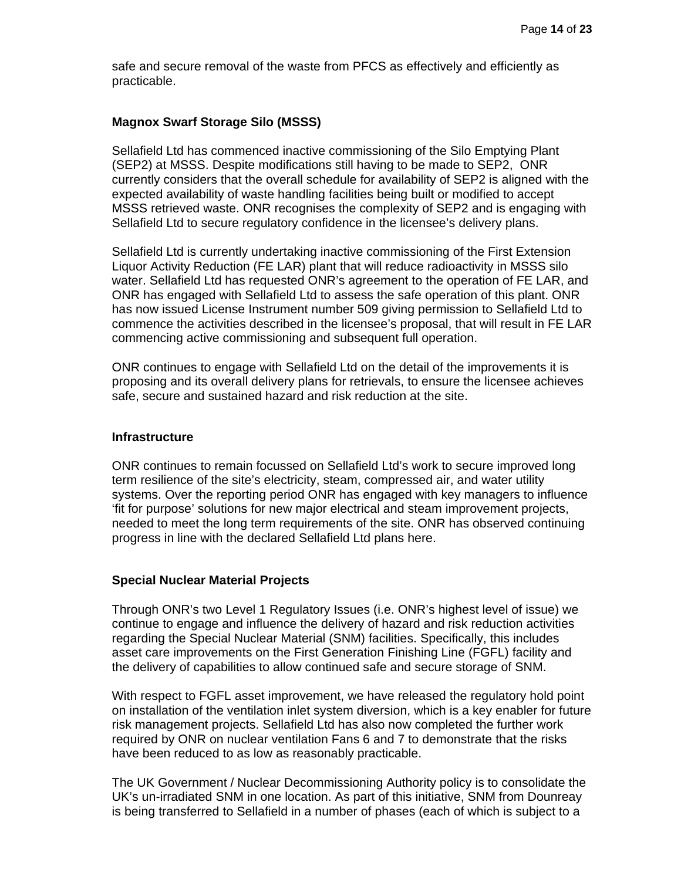safe and secure removal of the waste from PFCS as effectively and efficiently as practicable.

### Magnox Swarf Storage Silo (MSSS)

Sellafield Ltd has commenced inactive commissioning of the Silo Emptying Plant (SEP2) at MSSS. Despite modifications still having to be made to SEP2, ONR currently considers that the overall schedule for availability of SEP2 is aligned with the expected availability of waste handling facilities being built or modified to accept MSSS retrieved waste. ONR recognises the complexity of SEP2 and is engaging with Sellafield Ltd to secure regulatory confidence in the licensee's delivery plans.

Sellafield Ltd is currently undertaking inactive commissioning of the First Extension Liquor Activity Reduction (FE LAR) plant that will reduce radioactivity in MSSS silo water. Sellafield Ltd has requested ONR's agreement to the operation of FE LAR, and ONR has engaged with Sellafield Ltd to assess the safe operation of this plant. ONR has now issued License Instrument number 509 giving permission to Sellafield Ltd to commence the activities described in the licensee's proposal, that will result in FE LAR commencing active commissioning and subsequent full operation.

ONR continues to engage with Sellafield Ltd on the detail of the improvements it is proposing and its overall delivery plans for retrievals, to ensure the licensee achieves safe, secure and sustained hazard and risk reduction at the site.

### Infrastructure

ONR continues to remain focussed on Sellafield Ltd's work to secure improved long term resilience of the site's electricity, steam, compressed air, and water utility systems. Over the reporting period ONR has engaged with key managers to influence 'fit for purpose' solutions for new major electrical and steam improvement projects, needed to meet the long term requirements of the site. ONR has observed continuing progress in line with the declared Sellafield Ltd plans here.

### Special Nuclear Material Projects

Through ONR's two Level 1 Regulatory Issues (i.e. ONR's highest level of issue) we continue to engage and influence the delivery of hazard and risk reduction activities regarding the Special Nuclear Material (SNM) facilities. Specifically, this includes asset care improvements on the First Generation Finishing Line (FGFL) facility and the delivery of capabilities to allow continued safe and secure storage of SNM.

With respect to FGFL asset improvement, we have released the regulatory hold point on installation of the ventilation inlet system diversion, which is a key enabler for future risk management projects. Sellafield Ltd has also now completed the further work required by ONR on nuclear ventilation Fans 6 and 7 to demonstrate that the risks have been reduced to as low as reasonably practicable.

The UK Government / Nuclear Decommissioning Authority policy is to consolidate the UK's un-irradiated SNM in one location. As part of this initiative, SNM from Dounreay is being transferred to Sellafield in a number of phases (each of which is subject to a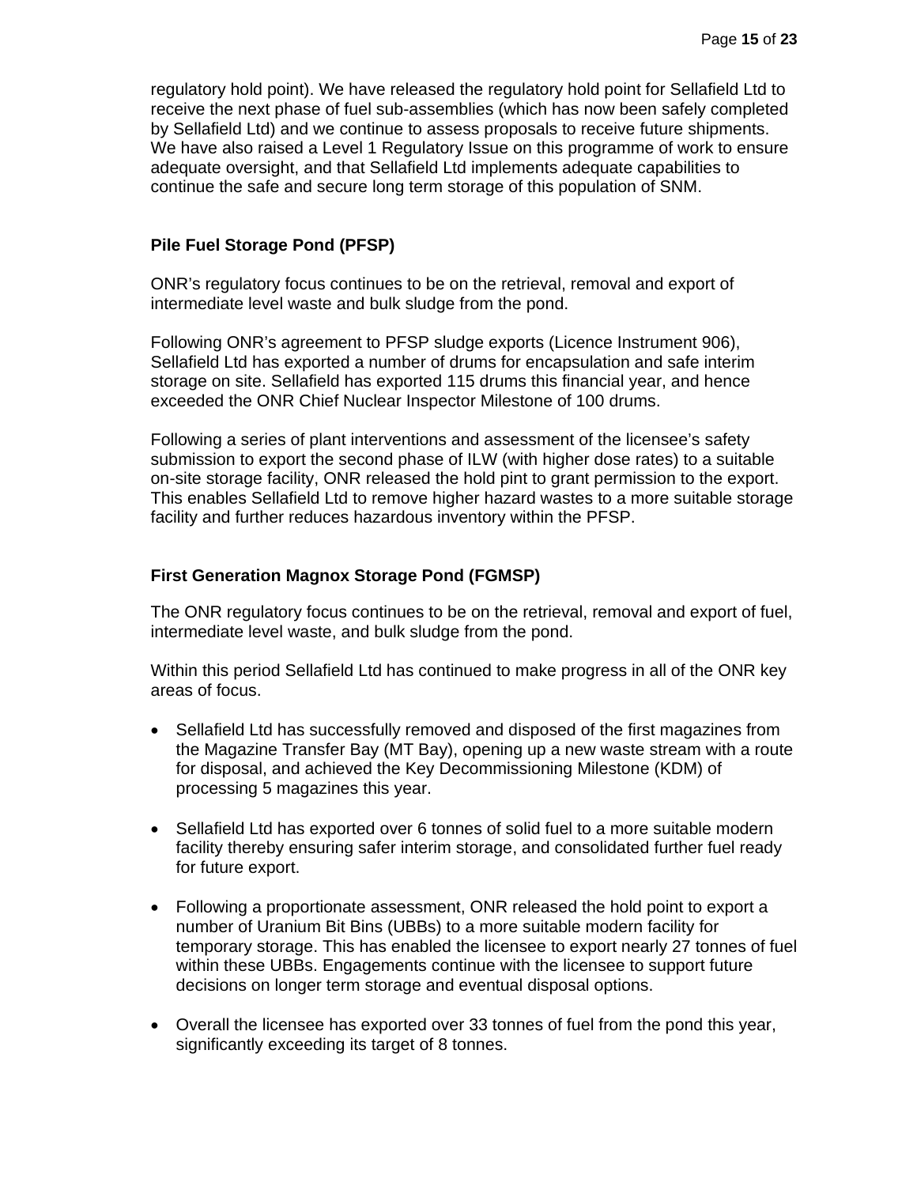regulatory hold point). We have released the regulatory hold point for Sellafield Ltd to receive the next phase of fuel sub-assemblies (which has now been safely completed by Sellafield Ltd) and we continue to assess proposals to receive future shipments. We have also raised a Level 1 Regulatory Issue on this programme of work to ensure adequate oversight, and that Sellafield Ltd implements adequate capabilities to continue the safe and secure long term storage of this population of SNM.

### Pile Fuel Storage Pond (PFSP)

ONR's regulatory focus continues to be on the retrieval, removal and export of intermediate level waste and bulk sludge from the pond.

Following ONR's agreement to PFSP sludge exports (Licence Instrument 906), Sellafield Ltd has exported a number of drums for encapsulation and safe interim storage on site. Sellafield has exported 115 drums this financial year, and hence exceeded the ONR Chief Nuclear Inspector Milestone of 100 drums.

Following a series of plant interventions and assessment of the licensee's safety submission to export the second phase of ILW (with higher dose rates) to a suitable on-site storage facility, ONR released the hold pint to grant permission to the export. This enables Sellafield Ltd to remove higher hazard wastes to a more suitable storage facility and further reduces hazardous inventory within the PFSP.

### First Generation Magnox Storage Pond (FGMSP)

The ONR regulatory focus continues to be on the retrieval, removal and export of fuel, intermediate level waste, and bulk sludge from the pond.

Within this period Sellafield Ltd has continued to make progress in all of the ONR key areas of focus.

- Sellafield Ltd has successfully removed and disposed of the first magazines from the Magazine Transfer Bay (MT Bay), opening up a new waste stream with a route for disposal, and achieved the Key Decommissioning Milestone (KDM) of processing 5 magazines this year.

- Sellafield Ltd has exported over 6 tonnes of solid fuel to a more suitable modern facility thereby ensuring safer interim storage, and consolidated further fuel ready for future export.

- Following a proportionate assessment, ONR released the hold point to export a number of Uranium Bit Bins (UBBs) to a more suitable modern facility for temporary storage. This has enabled the licensee to export nearly 27 tonnes of fuel within these UBBs. Engagements continue with the licensee to support future decisions on longer term storage and eventual disposal options.

- Overall the licensee has exported over 33 tonnes of fuel from the pond this year, significantly exceeding its target of 8 tonnes.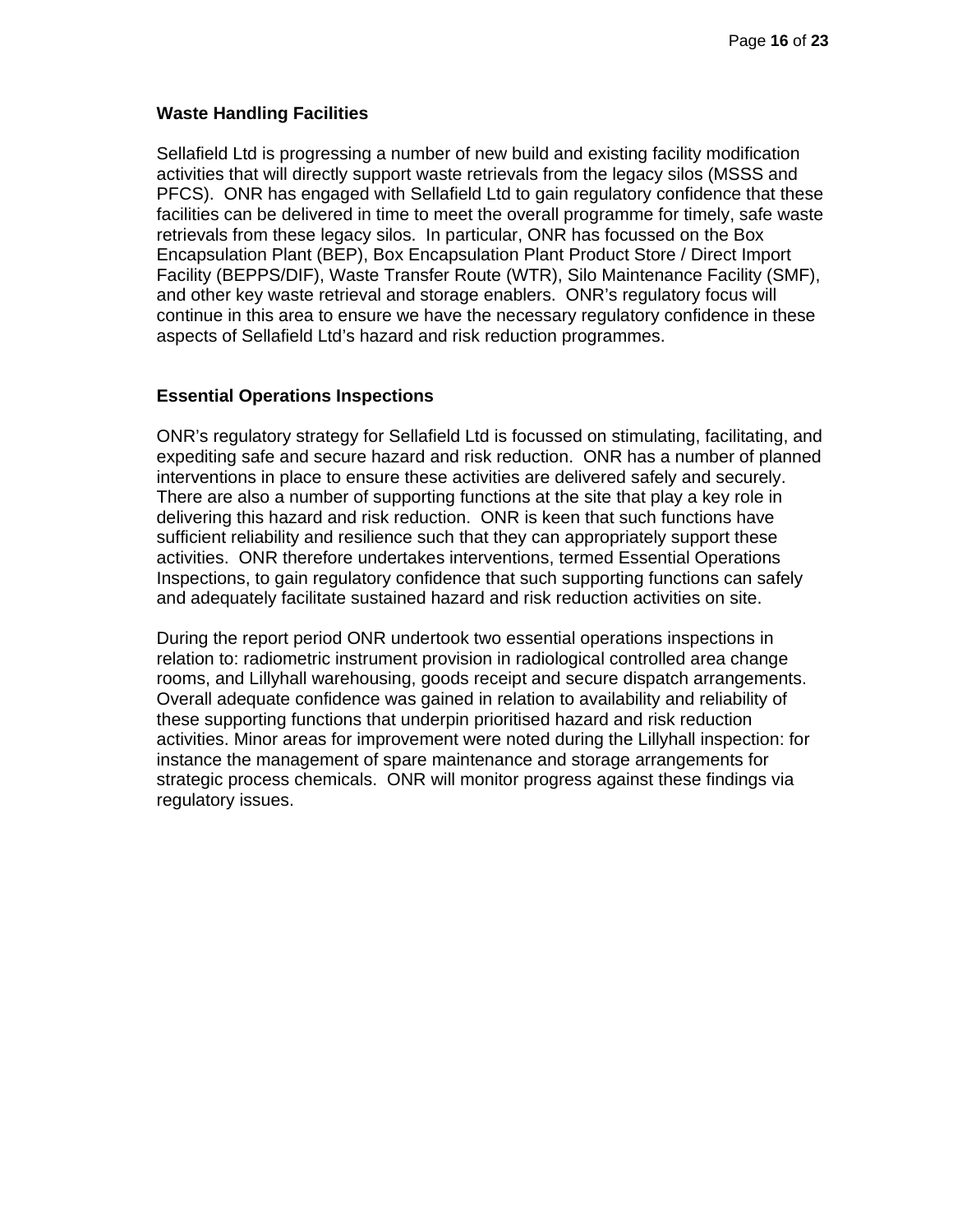### Waste Handling Facilities

Sellafield Ltd is progressing a number of new build and existing facility modification activities that will directly support waste retrievals from the legacy silos (MSSS and PFCS). ONR has engaged with Sellafield Ltd to gain regulatory confidence that these facilities can be delivered in time to meet the overall programme for timely, safe waste retrievals from these legacy silos. In particular, ONR has focussed on the Box Encapsulation Plant (BEP), Box Encapsulation Plant Product Store / Direct Import Facility (BEPPS/DIF), Waste Transfer Route (WTR), Silo Maintenance Facility (SMF), and other key waste retrieval and storage enablers. ONR's regulatory focus will continue in this area to ensure we have the necessary regulatory confidence in these aspects of Sellafield Ltd's hazard and risk reduction programmes.

### Essential Operations Inspections

ONR's regulatory strategy for Sellafield Ltd is focussed on stimulating, facilitating, and expediting safe and secure hazard and risk reduction. ONR has a number of planned interventions in place to ensure these activities are delivered safely and securely. There are also a number of supporting functions at the site that play a key role in delivering this hazard and risk reduction. ONR is keen that such functions have sufficient reliability and resilience such that they can appropriately support these activities. ONR therefore undertakes interventions, termed Essential Operations Inspections, to gain regulatory confidence that such supporting functions can safely and adequately facilitate sustained hazard and risk reduction activities on site.

During the report period ONR undertook two essential operations inspections in relation to: radiometric instrument provision in radiological controlled area change rooms, and Lillyhall warehousing, goods receipt and secure dispatch arrangements. Overall adequate confidence was gained in relation to availability and reliability of these supporting functions that underpin prioritised hazard and risk reduction activities. Minor areas for improvement were noted during the Lillyhall inspection: for instance the management of spare maintenance and storage arrangements for strategic process chemicals. ONR will monitor progress against these findings via regulatory issues.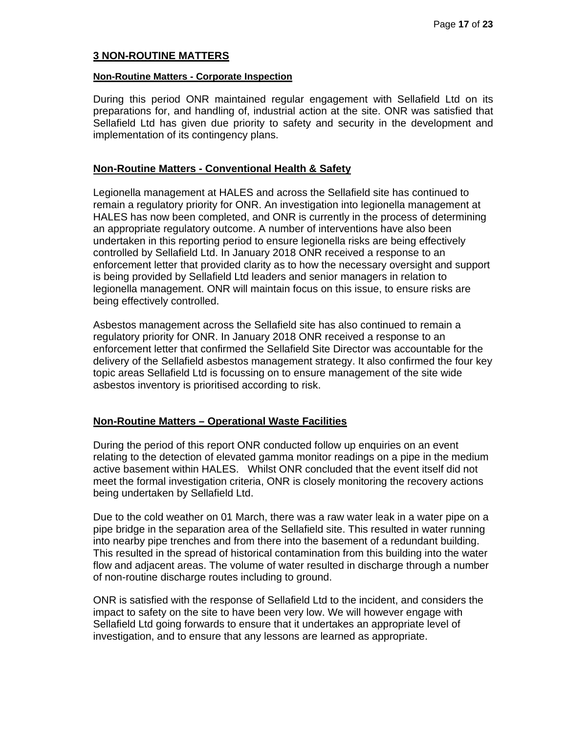# 3 NON-ROUTINE MATTERS

#### Non-Routine Matters - Corporate Inspection

During this period ONR maintained regular engagement with Sellafield Ltd on its preparations for, and handling of, industrial action at the site. ONR was satisfied that Sellafield Ltd has given due priority to safety and security in the development and implementation of its contingency plans.

## Non-Routine Matters - Conventional Health & Safety

Legionella management at HALES and across the Sellafield site has continued to remain a regulatory priority for ONR. An investigation into legionella management at HALES has now been completed, and ONR is currently in the process of determining an appropriate regulatory outcome. A number of interventions have also been undertaken in this reporting period to ensure legionella risks are being effectively controlled by Sellafield Ltd. In January 2018 ONR received a response to an enforcement letter that provided clarity as to how the necessary oversight and support is being provided by Sellafield Ltd leaders and senior managers in relation to legionella management. ONR will maintain focus on this issue, to ensure risks are being effectively controlled.

Asbestos management across the Sellafield site has also continued to remain a regulatory priority for ONR. In January 2018 ONR received a response to an enforcement letter that confirmed the Sellafield Site Director was accountable for the delivery of the Sellafield asbestos management strategy. It also confirmed the four key topic areas Sellafield Ltd is focussing on to ensure management of the site wide asbestos inventory is prioritised according to risk.

## Non-Routine Matters – Operational Waste Facilities

During the period of this report ONR conducted follow up enquiries on an event relating to the detection of elevated gamma monitor readings on a pipe in the medium active basement within HALES. Whilst ONR concluded that the event itself did not meet the formal investigation criteria, ONR is closely monitoring the recovery actions being undertaken by Sellafield Ltd.

Due to the cold weather on 01 March, there was a raw water leak in a water pipe on a pipe bridge in the separation area of the Sellafield site. This resulted in water running into nearby pipe trenches and from there into the basement of a redundant building. This resulted in the spread of historical contamination from this building into the water flow and adjacent areas. The volume of water resulted in discharge through a number of non-routine discharge routes including to ground.

ONR is satisfied with the response of Sellafield Ltd to the incident, and considers the impact to safety on the site to have been very low. We will however engage with Sellafield Ltd going forwards to ensure that it undertakes an appropriate level of investigation, and to ensure that any lessons are learned as appropriate.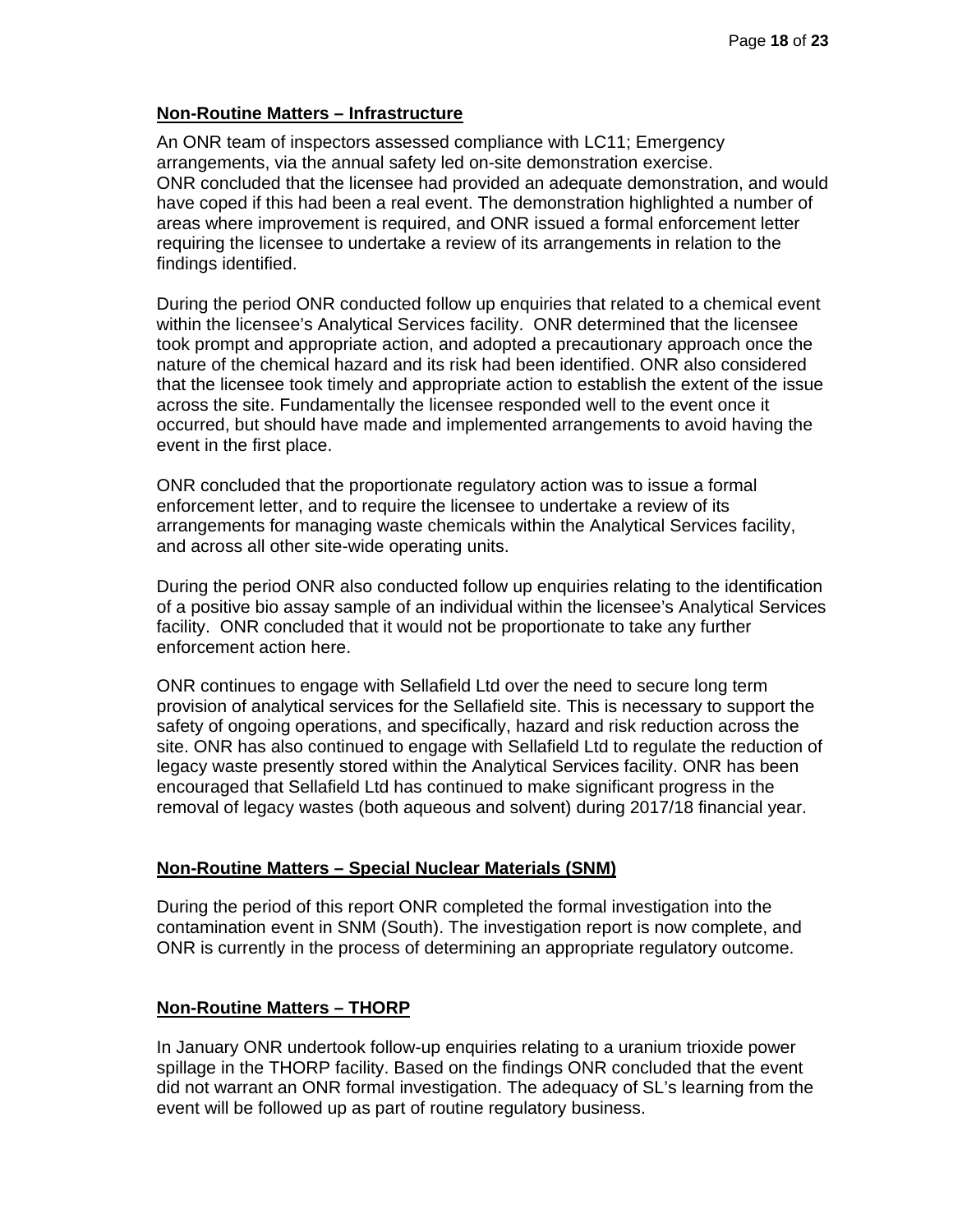## Non-Routine Matters – Infrastructure

An ONR team of inspectors assessed compliance with LC11; Emergency arrangements, via the annual safety led on-site demonstration exercise. ONR concluded that the licensee had provided an adequate demonstration, and would have coped if this had been a real event. The demonstration highlighted a number of areas where improvement is required, and ONR issued a formal enforcement letter requiring the licensee to undertake a review of its arrangements in relation to the findings identified.

During the period ONR conducted follow up enquiries that related to a chemical event within the licensee's Analytical Services facility. ONR determined that the licensee took prompt and appropriate action, and adopted a precautionary approach once the nature of the chemical hazard and its risk had been identified. ONR also considered that the licensee took timely and appropriate action to establish the extent of the issue across the site. Fundamentally the licensee responded well to the event once it occurred, but should have made and implemented arrangements to avoid having the event in the first place.

ONR concluded that the proportionate regulatory action was to issue a formal enforcement letter, and to require the licensee to undertake a review of its arrangements for managing waste chemicals within the Analytical Services facility, and across all other site-wide operating units.

During the period ONR also conducted follow up enquiries relating to the identification of a positive bio assay sample of an individual within the licensee's Analytical Services facility. ONR concluded that it would not be proportionate to take any further enforcement action here.

ONR continues to engage with Sellafield Ltd over the need to secure long term provision of analytical services for the Sellafield site. This is necessary to support the safety of ongoing operations, and specifically, hazard and risk reduction across the site. ONR has also continued to engage with Sellafield Ltd to regulate the reduction of legacy waste presently stored within the Analytical Services facility. ONR has been encouraged that Sellafield Ltd has continued to make significant progress in the removal of legacy wastes (both aqueous and solvent) during 2017/18 financial year.

## Non-Routine Matters – Special Nuclear Materials (SNM)

During the period of this report ONR completed the formal investigation into the contamination event in SNM (South). The investigation report is now complete, and ONR is currently in the process of determining an appropriate regulatory outcome.

## Non-Routine Matters – THORP

In January ONR undertook follow-up enquiries relating to a uranium trioxide power spillage in the THORP facility. Based on the findings ONR concluded that the event did not warrant an ONR formal investigation. The adequacy of SL's learning from the event will be followed up as part of routine regulatory business.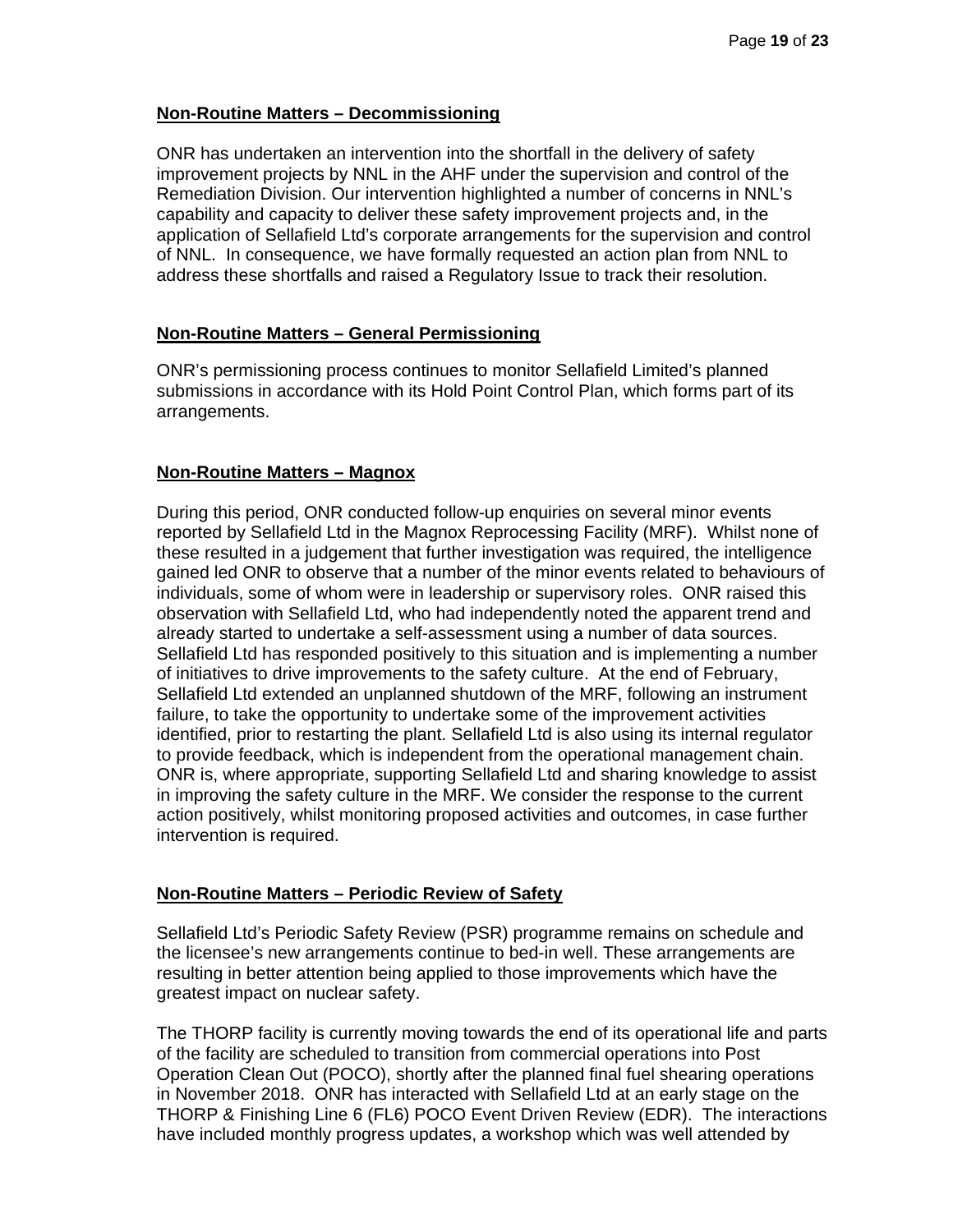**Non-Routine Matters – Decommissioning**

ONR has undertaken an intervention into the shortfall in the delivery of safety improvement projects by NNL in the AHF under the supervision and control of the Remediation Division. Our intervention highlighted a number of concerns in NNL's capability and capacity to deliver these safety improvement projects and, in the application of Sellafield Ltd's corporate arrangements for the supervision and control of NNL. In consequence, we have formally requested an action plan from NNL to address these shortfalls and raised a Regulatory Issue to track their resolution.

**Non-Routine Matters – General Permissioning**

ONR's permissioning process continues to monitor Sellafield Limited's planned submissions in accordance with its Hold Point Control Plan, which forms part of its arrangements.

**Non-Routine Matters – Magnox**

During this period, ONR conducted follow-up enquiries on several minor events reported by Sellafield Ltd in the Magnox Reprocessing Facility (MRF). Whilst none of these resulted in a judgement that further investigation was required, the intelligence gained led ONR to observe that a number of the minor events related to behaviours of individuals, some of whom were in leadership or supervisory roles. ONR raised this observation with Sellafield Ltd, who had independently noted the apparent trend and already started to undertake a self-assessment using a number of data sources. Sellafield Ltd has responded positively to this situation and is implementing a number of initiatives to drive improvements to the safety culture. At the end of February, Sellafield Ltd extended an unplanned shutdown of the MRF, following an instrument failure, to take the opportunity to undertake some of the improvement activities identified, prior to restarting the plant. Sellafield Ltd is also using its internal regulator to provide feedback, which is independent from the operational management chain. ONR is, where appropriate, supporting Sellafield Ltd and sharing knowledge to assist in improving the safety culture in the MRF. We consider the response to the current action positively, whilst monitoring proposed activities and outcomes, in case further intervention is required.

**Non-Routine Matters – Periodic Review of Safety**

Sellafield Ltd's Periodic Safety Review (PSR) programme remains on schedule and the licensee's new arrangements continue to bed-in well. These arrangements are resulting in better attention being applied to those improvements which have the greatest impact on nuclear safety.

The THORP facility is currently moving towards the end of its operational life and parts of the facility are scheduled to transition from commercial operations into Post Operation Clean Out (POCO), shortly after the planned final fuel shearing operations in November 2018. ONR has interacted with Sellafield Ltd at an early stage on the THORP & Finishing Line 6 (FL6) POCO Event Driven Review (EDR). The interactions have included monthly progress updates, a workshop which was well attended by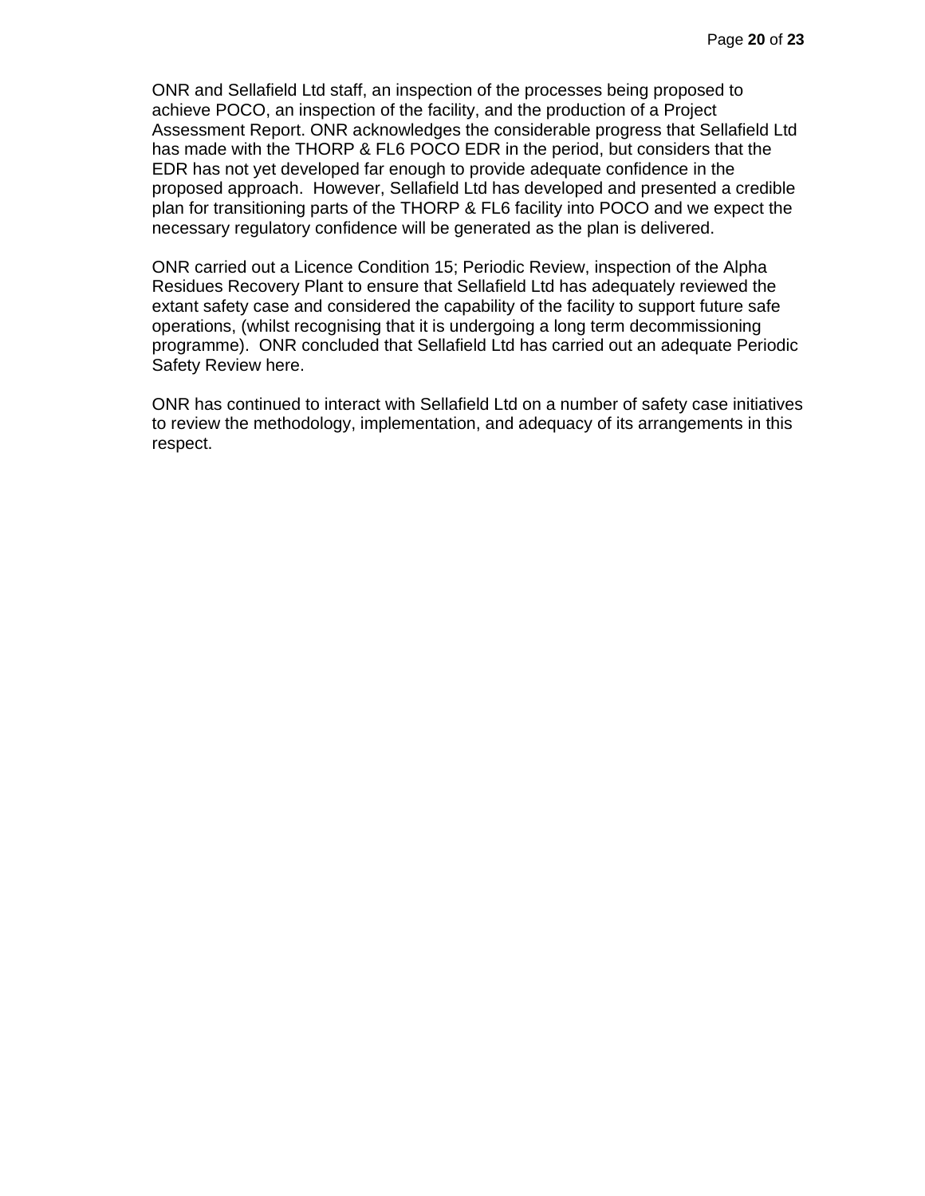ONR and Sellafield Ltd staff, an inspection of the processes being proposed to achieve POCO, an inspection of the facility, and the production of a Project Assessment Report. ONR acknowledges the considerable progress that Sellafield Ltd has made with the THORP & FL6 POCO EDR in the period, but considers that the EDR has not yet developed far enough to provide adequate confidence in the proposed approach. However, Sellafield Ltd has developed and presented a credible plan for transitioning parts of the THORP & FL6 facility into POCO and we expect the necessary regulatory confidence will be generated as the plan is delivered.

ONR carried out a Licence Condition 15; Periodic Review, inspection of the Alpha Residues Recovery Plant to ensure that Sellafield Ltd has adequately reviewed the extant safety case and considered the capability of the facility to support future safe operations, (whilst recognising that it is undergoing a long term decommissioning programme). ONR concluded that Sellafield Ltd has carried out an adequate Periodic Safety Review here.

ONR has continued to interact with Sellafield Ltd on a number of safety case initiatives to review the methodology, implementation, and adequacy of its arrangements in this respect.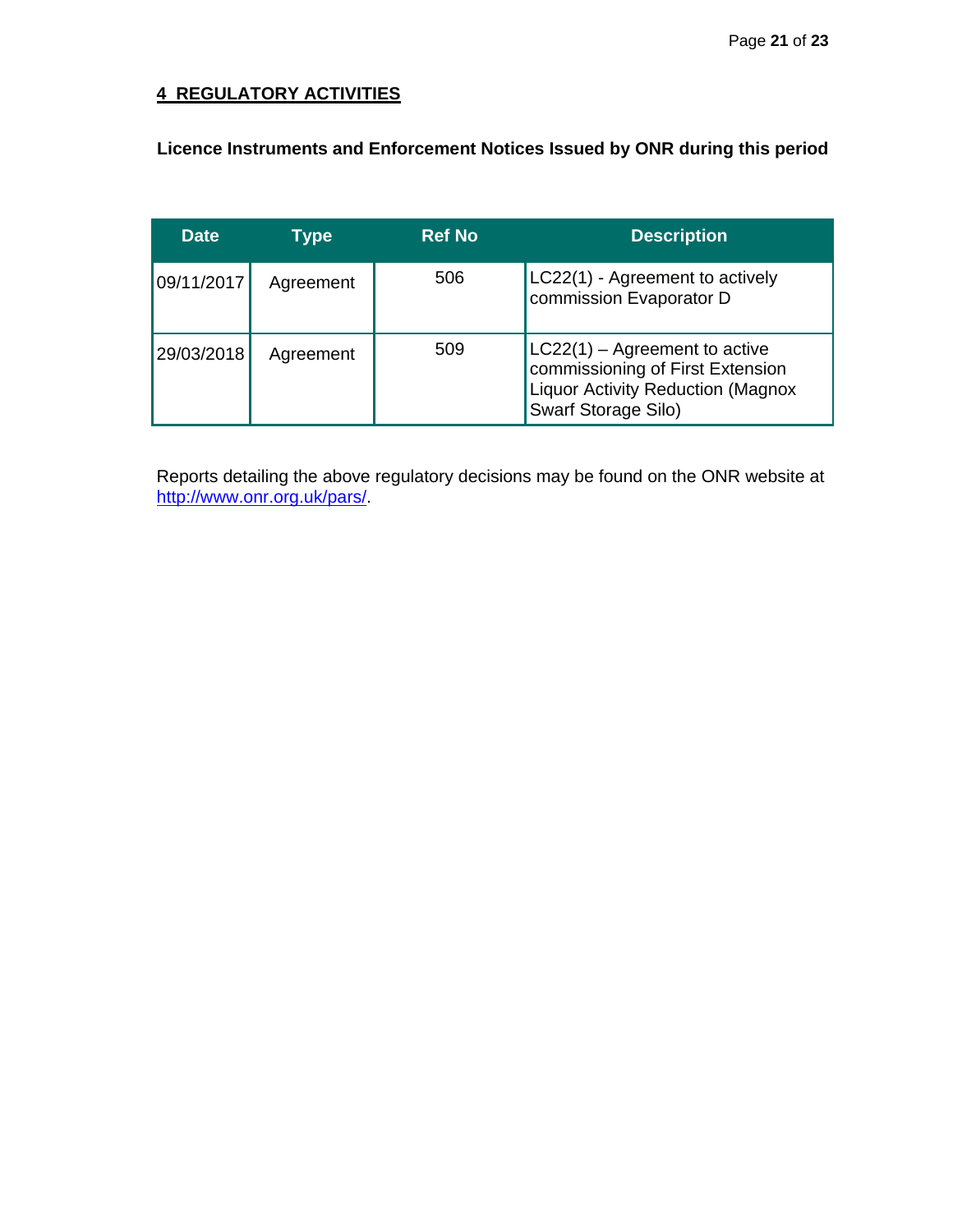## 4 REGULATORY ACTIVITIES

**Licence Instruments and Enforcement Notices Issued by ONR during this period**

| Date | Type | Ref No | Description |
|---|---|---|---|
| 09/11/2017 | Agreement | 506 | LC22(1) - Agreement to actively commission Evaporator D |
| 29/03/2018 | Agreement | 509 | LC22(1) – Agreement to active commissioning of First Extension Liquor Activity Reduction (Magnox Swarf Storage Silo) |

Reports detailing the above regulatory decisions may be found on the ONR website at http://www.onr.org.uk/pars/.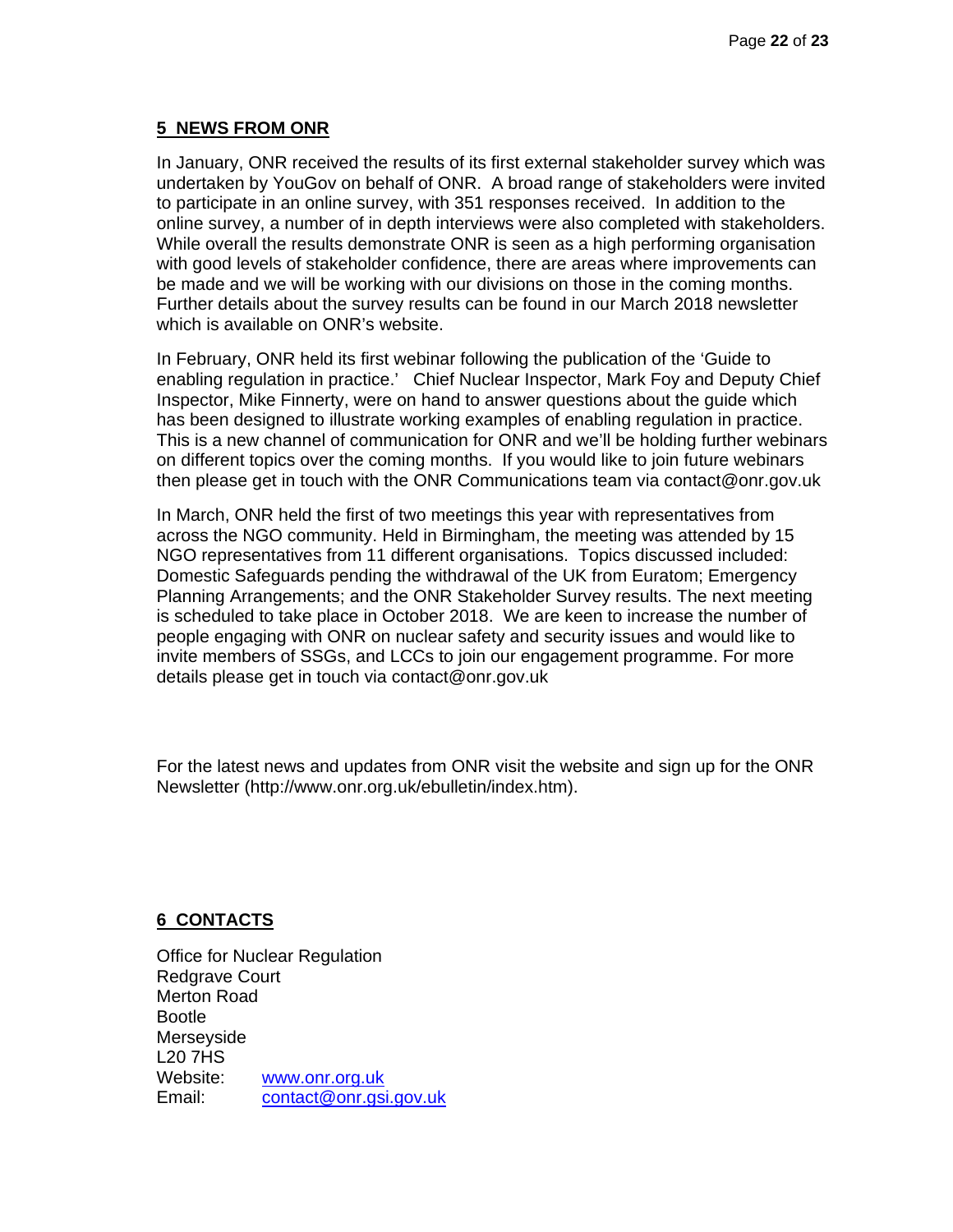## 5 NEWS FROM ONR

In January, ONR received the results of its first external stakeholder survey which was undertaken by YouGov on behalf of ONR. A broad range of stakeholders were invited to participate in an online survey, with 351 responses received. In addition to the online survey, a number of in depth interviews were also completed with stakeholders. While overall the results demonstrate ONR is seen as a high performing organisation with good levels of stakeholder confidence, there are areas where improvements can be made and we will be working with our divisions on those in the coming months. Further details about the survey results can be found in our March 2018 newsletter which is available on ONR's website.

In February, ONR held its first webinar following the publication of the 'Guide to enabling regulation in practice.' Chief Nuclear Inspector, Mark Foy and Deputy Chief Inspector, Mike Finnerty, were on hand to answer questions about the guide which has been designed to illustrate working examples of enabling regulation in practice. This is a new channel of communication for ONR and we'll be holding further webinars on different topics over the coming months. If you would like to join future webinars then please get in touch with the ONR Communications team via contact@onr.gov.uk

In March, ONR held the first of two meetings this year with representatives from across the NGO community. Held in Birmingham, the meeting was attended by 15 NGO representatives from 11 different organisations. Topics discussed included: Domestic Safeguards pending the withdrawal of the UK from Euratom; Emergency Planning Arrangements; and the ONR Stakeholder Survey results. The next meeting is scheduled to take place in October 2018. We are keen to increase the number of people engaging with ONR on nuclear safety and security issues and would like to invite members of SSGs, and LCCs to join our engagement programme. For more details please get in touch via contact@onr.gov.uk

For the latest news and updates from ONR visit the website and sign up for the ONR Newsletter (http://www.onr.org.uk/ebulletin/index.htm).

## 6 CONTACTS

Office for Nuclear Regulation
Redgrave Court
Merton Road
Bootle
Merseyside
L20 7HS
Website: www.onr.org.uk
Email: contact@onr.gsi.gov.uk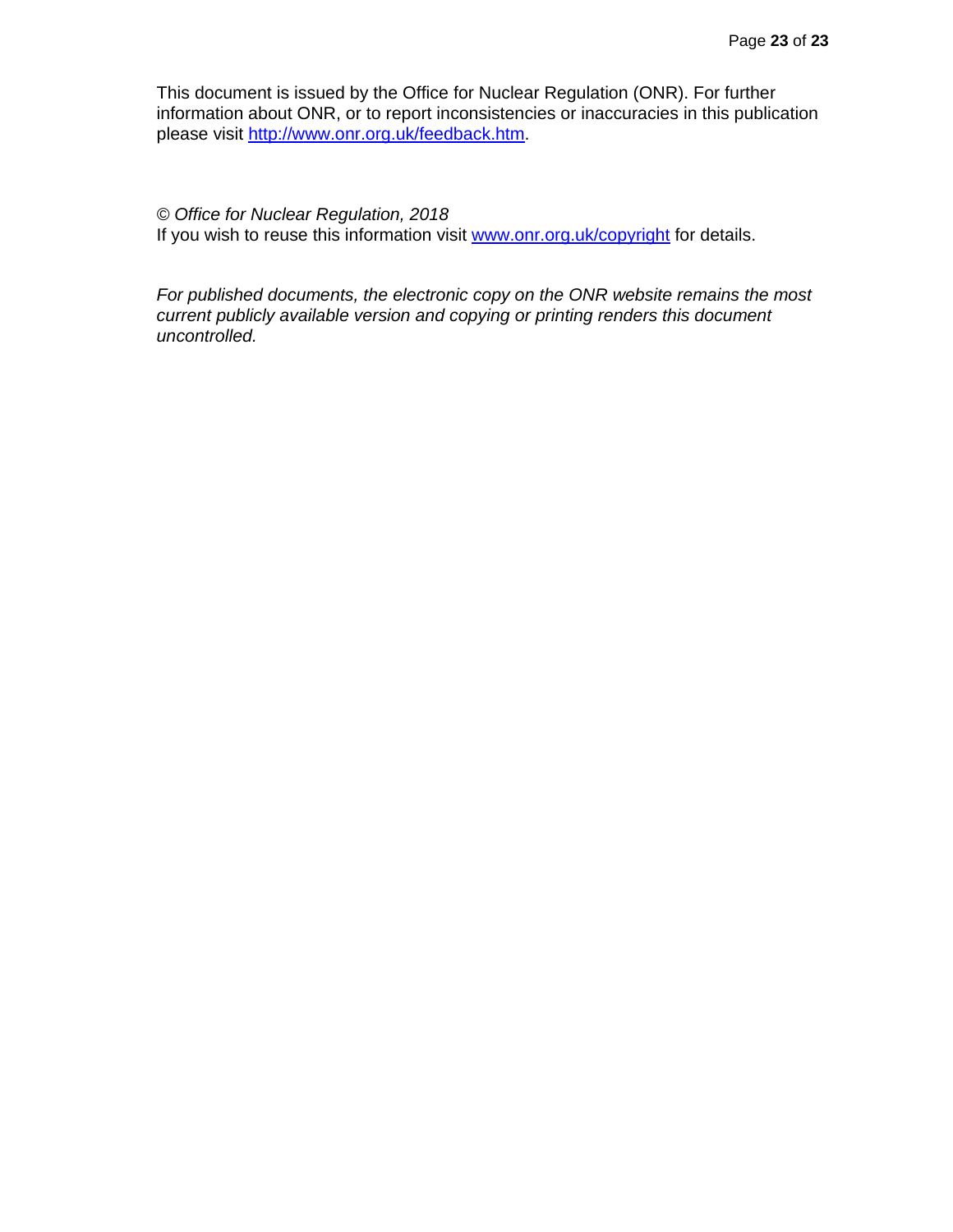This document is issued by the Office for Nuclear Regulation (ONR). For further information about ONR, or to report inconsistencies or inaccuracies in this publication please visit http://www.onr.org.uk/feedback.htm.

*© Office for Nuclear Regulation, 2018*
If you wish to reuse this information visit www.onr.org.uk/copyright for details.

*For published documents, the electronic copy on the ONR website remains the most current publicly available version and copying or printing renders this document uncontrolled.*